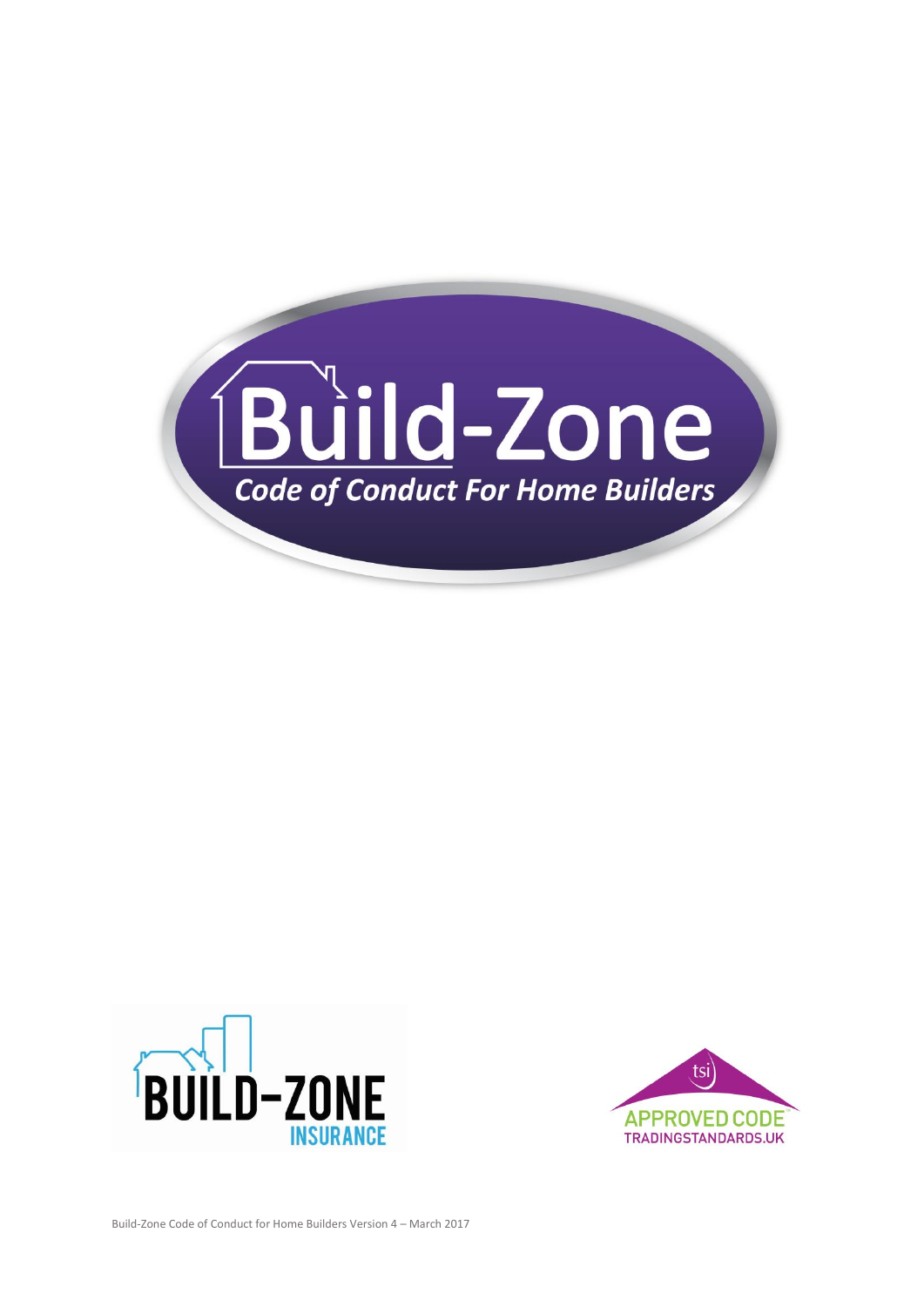# Build-Zone

***Code of Conduct For Home Builders***

BUILD-ZONE INSURANCE

tsi APPROVED CODE TRADINGSTANDARDS.UK

Build-Zone Code of Conduct for Home Builders Version 4 – March 2017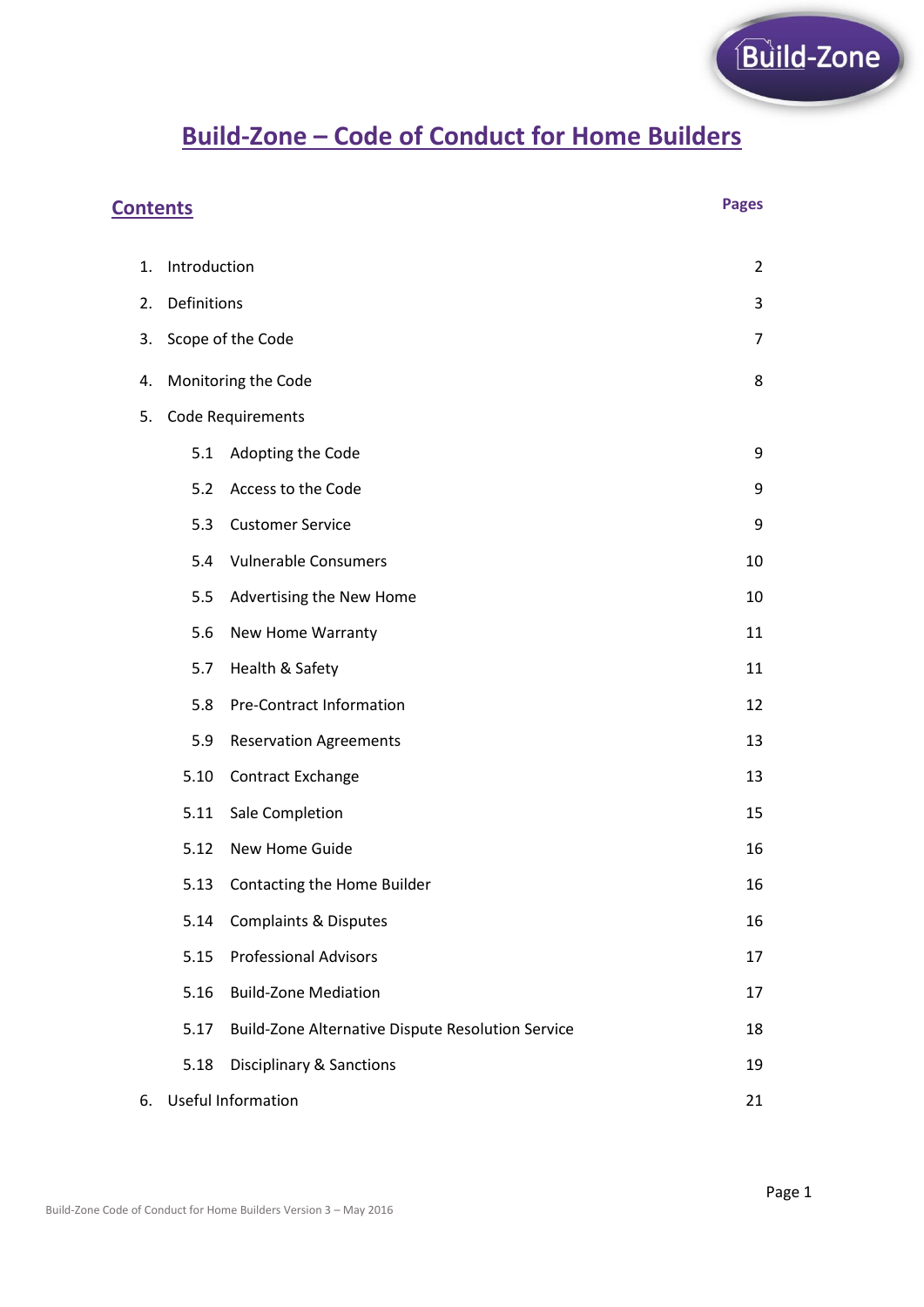# Build-Zone – Code of Conduct for Home Builders

## Contents

| | | Pages |
|---|---|---|
| 1. | Introduction | 2 |
| 2. | Definitions | 3 |
| 3. | Scope of the Code | 7 |
| 4. | Monitoring the Code | 8 |
| 5. | Code Requirements | |
| 5.1 | Adopting the Code | 9 |
| 5.2 | Access to the Code | 9 |
| 5.3 | Customer Service | 9 |
| 5.4 | Vulnerable Consumers | 10 |
| 5.5 | Advertising the New Home | 10 |
| 5.6 | New Home Warranty | 11 |
| 5.7 | Health & Safety | 11 |
| 5.8 | Pre-Contract Information | 12 |
| 5.9 | Reservation Agreements | 13 |
| 5.10 | Contract Exchange | 13 |
| 5.11 | Sale Completion | 15 |
| 5.12 | New Home Guide | 16 |
| 5.13 | Contacting the Home Builder | 16 |
| 5.14 | Complaints & Disputes | 16 |
| 5.15 | Professional Advisors | 17 |
| 5.16 | Build-Zone Mediation | 17 |
| 5.17 | Build-Zone Alternative Dispute Resolution Service | 18 |
| 5.18 | Disciplinary & Sanctions | 19 |
| 6. | Useful Information | 21 |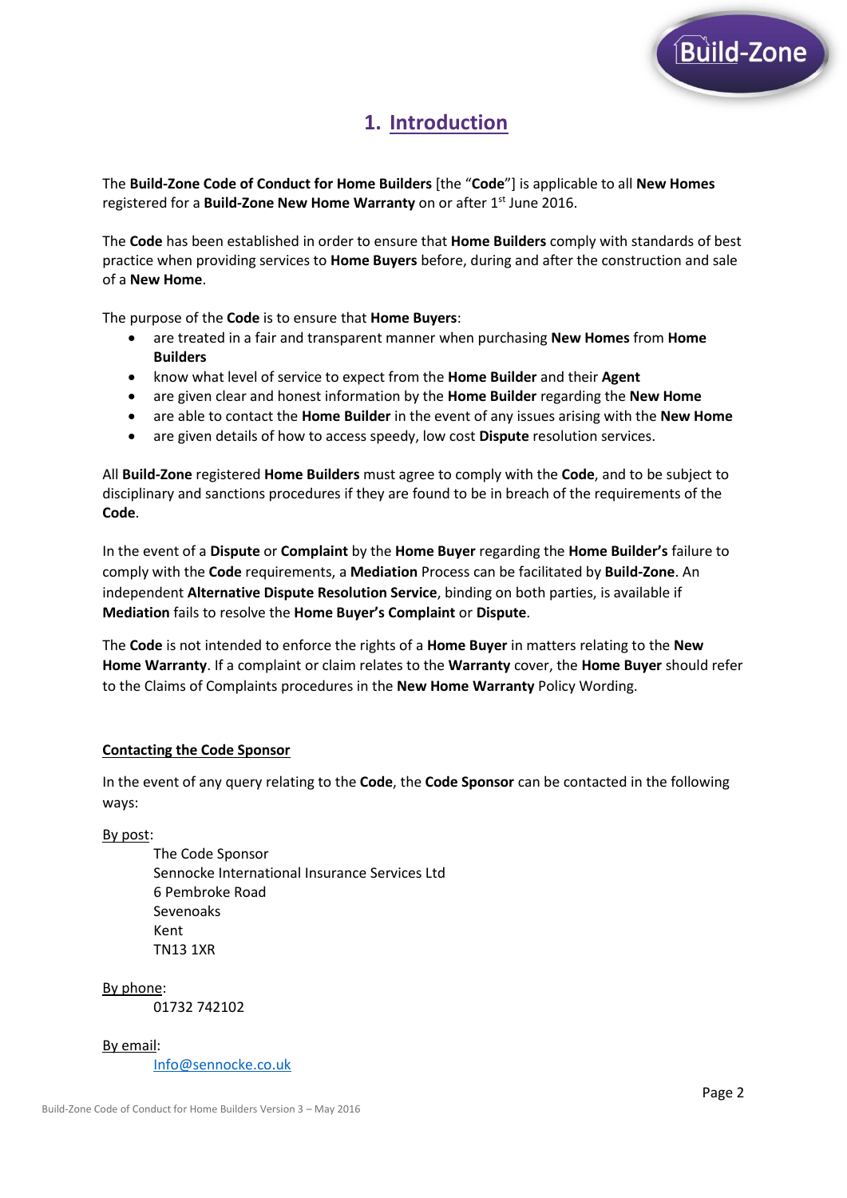# 1. Introduction

The **Build-Zone Code of Conduct for Home Builders** [the "**Code**"] is applicable to all **New Homes** registered for a **Build-Zone New Home Warranty** on or after 1st June 2016.

The **Code** has been established in order to ensure that **Home Builders** comply with standards of best practice when providing services to **Home Buyers** before, during and after the construction and sale of a **New Home**.

The purpose of the **Code** is to ensure that **Home Buyers**:

- are treated in a fair and transparent manner when purchasing **New Homes** from **Home Builders**
- know what level of service to expect from the **Home Builder** and their **Agent**
- are given clear and honest information by the **Home Builder** regarding the **New Home**
- are able to contact the **Home Builder** in the event of any issues arising with the **New Home**
- are given details of how to access speedy, low cost **Dispute** resolution services.

All **Build-Zone** registered **Home Builders** must agree to comply with the **Code**, and to be subject to disciplinary and sanctions procedures if they are found to be in breach of the requirements of the **Code**.

In the event of a **Dispute** or **Complaint** by the **Home Buyer** regarding the **Home Builder's** failure to comply with the **Code** requirements, a **Mediation** Process can be facilitated by **Build-Zone**. An independent **Alternative Dispute Resolution Service**, binding on both parties, is available if **Mediation** fails to resolve the **Home Buyer's Complaint** or **Dispute**.

The **Code** is not intended to enforce the rights of a **Home Buyer** in matters relating to the **New Home Warranty**. If a complaint or claim relates to the **Warranty** cover, the **Home Buyer** should refer to the Claims of Complaints procedures in the **New Home Warranty** Policy Wording.

**Contacting the Code Sponsor**

In the event of any query relating to the **Code**, the **Code Sponsor** can be contacted in the following ways:

By post:

The Code Sponsor
Sennocke International Insurance Services Ltd
6 Pembroke Road
Sevenoaks
Kent
TN13 1XR

By phone:

01732 742102

By email:

Info@sennocke.co.uk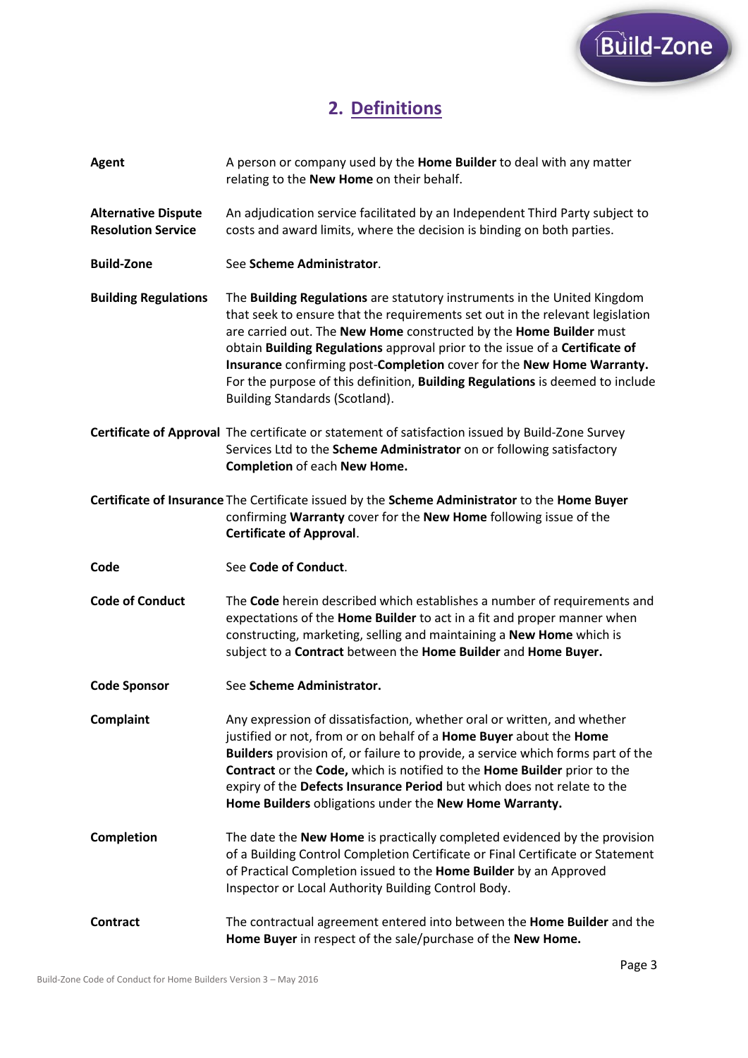## 2. Definitions

**Agent** A person or company used by the **Home Builder** to deal with any matter relating to the **New Home** on their behalf.

**Alternative Dispute Resolution Service** An adjudication service facilitated by an Independent Third Party subject to costs and award limits, where the decision is binding on both parties.

**Build-Zone** See **Scheme Administrator**.

**Building Regulations** The **Building Regulations** are statutory instruments in the United Kingdom that seek to ensure that the requirements set out in the relevant legislation are carried out. The **New Home** constructed by the **Home Builder** must obtain **Building Regulations** approval prior to the issue of a **Certificate of Insurance** confirming post-**Completion** cover for the **New Home Warranty.** For the purpose of this definition, **Building Regulations** is deemed to include Building Standards (Scotland).

**Certificate of Approval** The certificate or statement of satisfaction issued by Build-Zone Survey Services Ltd to the **Scheme Administrator** on or following satisfactory **Completion** of each **New Home.**

**Certificate of Insurance** The Certificate issued by the **Scheme Administrator** to the **Home Buyer** confirming **Warranty** cover for the **New Home** following issue of the **Certificate of Approval**.

**Code** See **Code of Conduct**.

**Code of Conduct** The **Code** herein described which establishes a number of requirements and expectations of the **Home Builder** to act in a fit and proper manner when constructing, marketing, selling and maintaining a **New Home** which is subject to a **Contract** between the **Home Builder** and **Home Buyer.**

**Code Sponsor** See **Scheme Administrator.**

**Complaint** Any expression of dissatisfaction, whether oral or written, and whether justified or not, from or on behalf of a **Home Buyer** about the **Home Builders** provision of, or failure to provide, a service which forms part of the **Contract** or the **Code,** which is notified to the **Home Builder** prior to the expiry of the **Defects Insurance Period** but which does not relate to the **Home Builders** obligations under the **New Home Warranty.**

**Completion** The date the **New Home** is practically completed evidenced by the provision of a Building Control Completion Certificate or Final Certificate or Statement of Practical Completion issued to the **Home Builder** by an Approved Inspector or Local Authority Building Control Body.

**Contract** The contractual agreement entered into between the **Home Builder** and the **Home Buyer** in respect of the sale/purchase of the **New Home.**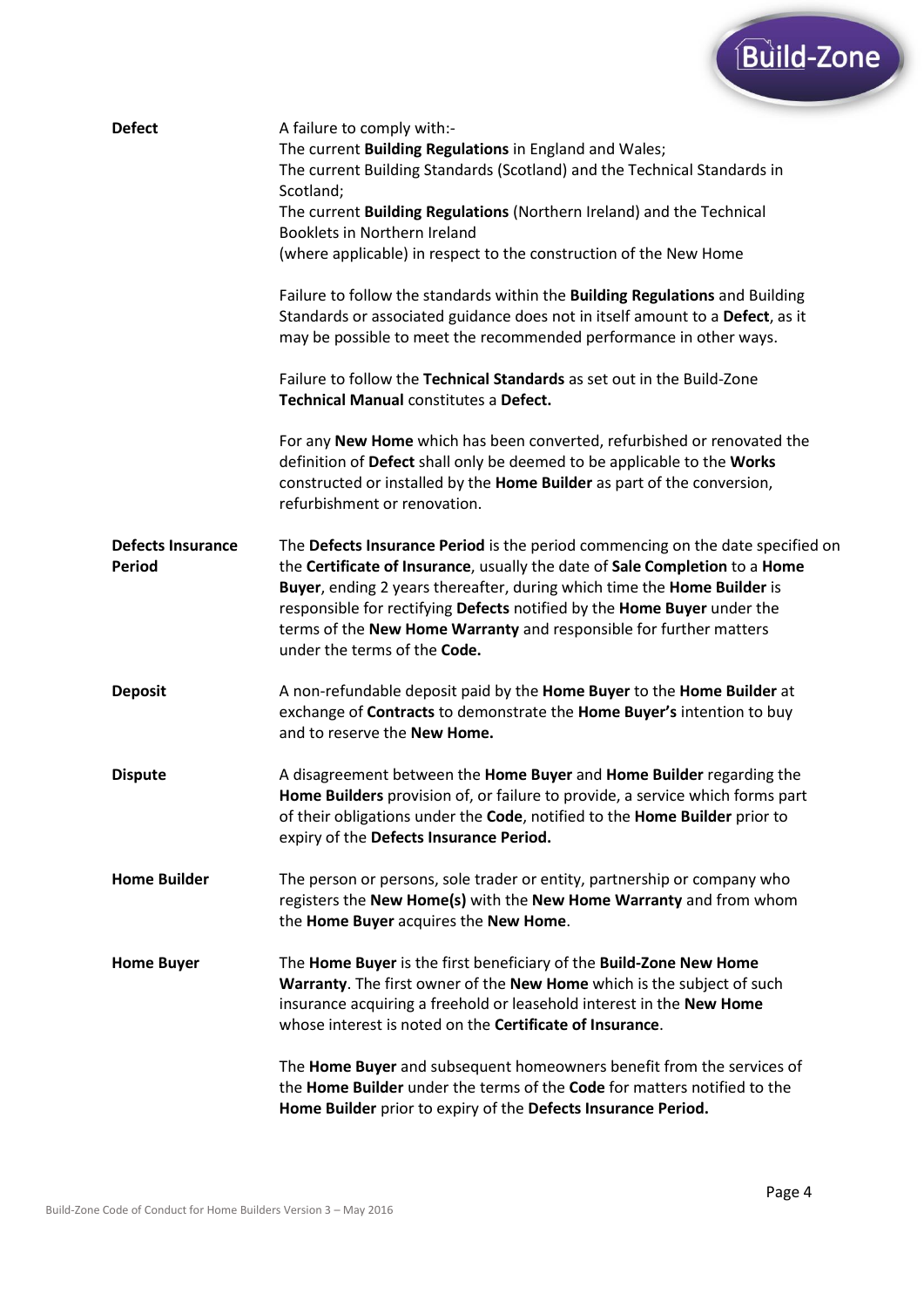| | |
|---|---|
| **Defect** | A failure to comply with:-<br>The current **Building Regulations** in England and Wales;<br>The current Building Standards (Scotland) and the Technical Standards in Scotland;<br>The current **Building Regulations** (Northern Ireland) and the Technical Booklets in Northern Ireland<br>(where applicable) in respect to the construction of the New Home<br><br>Failure to follow the standards within the **Building Regulations** and Building Standards or associated guidance does not in itself amount to a **Defect**, as it may be possible to meet the recommended performance in other ways.<br><br>Failure to follow the **Technical Standards** as set out in the Build-Zone **Technical Manual** constitutes a **Defect.**<br><br>For any **New Home** which has been converted, refurbished or renovated the definition of **Defect** shall only be deemed to be applicable to the **Works** constructed or installed by the **Home Builder** as part of the conversion, refurbishment or renovation. |
| **Defects Insurance Period** | The **Defects Insurance Period** is the period commencing on the date specified on the **Certificate of Insurance**, usually the date of **Sale Completion** to a **Home Buyer**, ending 2 years thereafter, during which time the **Home Builder** is responsible for rectifying **Defects** notified by the **Home Buyer** under the terms of the **New Home Warranty** and responsible for further matters under the terms of the **Code.** |
| **Deposit** | A non-refundable deposit paid by the **Home Buyer** to the **Home Builder** at exchange of **Contracts** to demonstrate the **Home Buyer's** intention to buy and to reserve the **New Home.** |
| **Dispute** | A disagreement between the **Home Buyer** and **Home Builder** regarding the **Home Builders** provision of, or failure to provide, a service which forms part of their obligations under the **Code**, notified to the **Home Builder** prior to expiry of the **Defects Insurance Period.** |
| **Home Builder** | The person or persons, sole trader or entity, partnership or company who registers the **New Home(s)** with the **New Home Warranty** and from whom the **Home Buyer** acquires the **New Home**. |
| **Home Buyer** | The **Home Buyer** is the first beneficiary of the **Build-Zone New Home Warranty**. The first owner of the **New Home** which is the subject of such insurance acquiring a freehold or leasehold interest in the **New Home** whose interest is noted on the **Certificate of Insurance**.<br><br>The **Home Buyer** and subsequent homeowners benefit from the services of the **Home Builder** under the terms of the **Code** for matters notified to the **Home Builder** prior to expiry of the **Defects Insurance Period.** |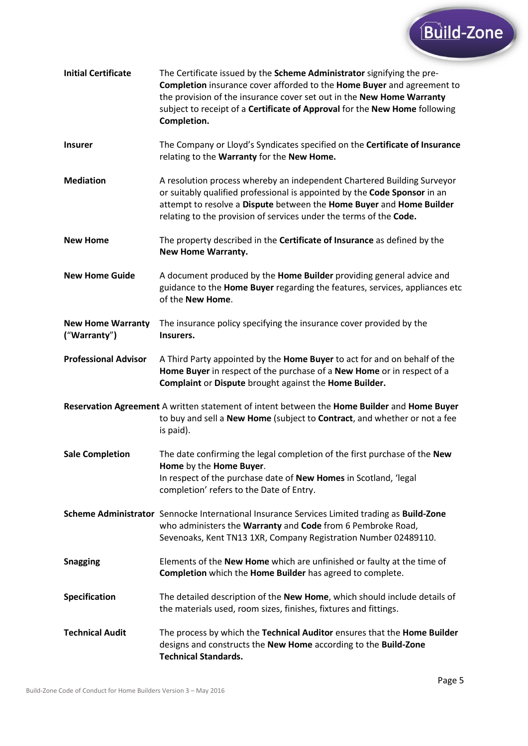**Initial Certificate** The Certificate issued by the **Scheme Administrator** signifying the pre-**Completion** insurance cover afforded to the **Home Buyer** and agreement to the provision of the insurance cover set out in the **New Home Warranty** subject to receipt of a **Certificate of Approval** for the **New Home** following **Completion.**

**Insurer** The Company or Lloyd's Syndicates specified on the **Certificate of Insurance** relating to the **Warranty** for the **New Home.**

**Mediation** A resolution process whereby an independent Chartered Building Surveyor or suitably qualified professional is appointed by the **Code Sponsor** in an attempt to resolve a **Dispute** between the **Home Buyer** and **Home Builder** relating to the provision of services under the terms of the **Code.**

**New Home** The property described in the **Certificate of Insurance** as defined by the **New Home Warranty.**

**New Home Guide** A document produced by the **Home Builder** providing general advice and guidance to the **Home Buyer** regarding the features, services, appliances etc of the **New Home**.

**New Home Warranty ("Warranty")** The insurance policy specifying the insurance cover provided by the **Insurers.**

**Professional Advisor** A Third Party appointed by the **Home Buyer** to act for and on behalf of the **Home Buyer** in respect of the purchase of a **New Home** or in respect of a **Complaint** or **Dispute** brought against the **Home Builder.**

**Reservation Agreement** A written statement of intent between the **Home Builder** and **Home Buyer** to buy and sell a **New Home** (subject to **Contract**, and whether or not a fee is paid).

**Sale Completion** The date confirming the legal completion of the first purchase of the **New Home** by the **Home Buyer**.
In respect of the purchase date of **New Homes** in Scotland, 'legal completion' refers to the Date of Entry.

**Scheme Administrator** Sennocke International Insurance Services Limited trading as **Build-Zone** who administers the **Warranty** and **Code** from 6 Pembroke Road, Sevenoaks, Kent TN13 1XR, Company Registration Number 02489110.

**Snagging** Elements of the **New Home** which are unfinished or faulty at the time of **Completion** which the **Home Builder** has agreed to complete.

**Specification** The detailed description of the **New Home**, which should include details of the materials used, room sizes, finishes, fixtures and fittings.

**Technical Audit** The process by which the **Technical Auditor** ensures that the **Home Builder** designs and constructs the **New Home** according to the **Build-Zone Technical Standards.**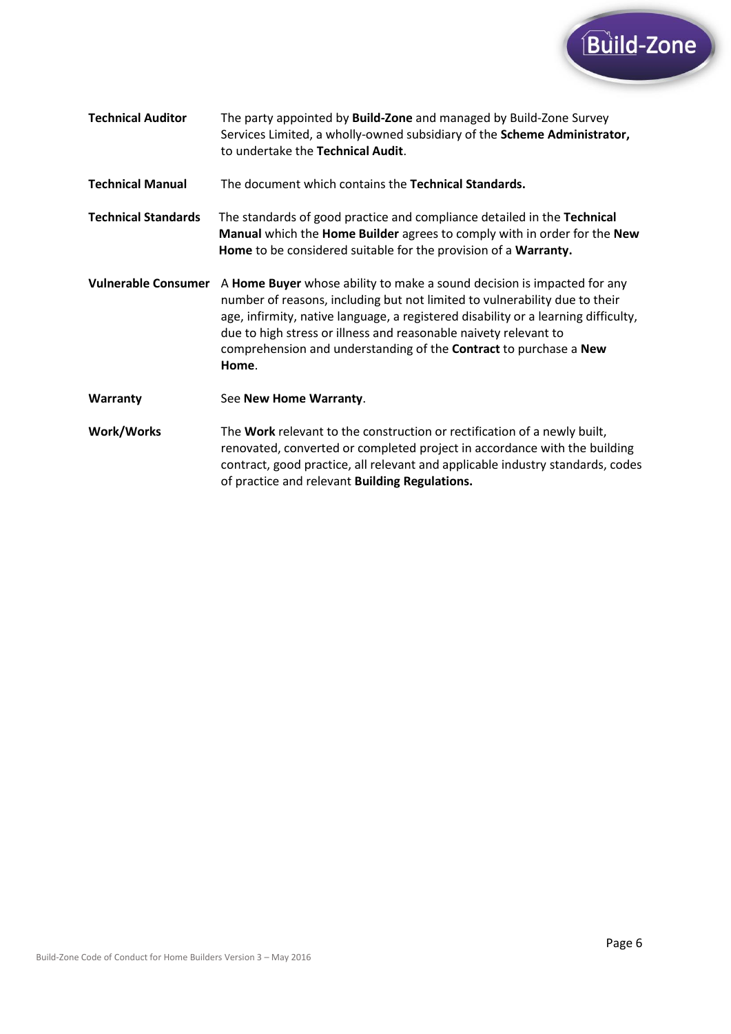**Technical Auditor** The party appointed by **Build-Zone** and managed by Build-Zone Survey Services Limited, a wholly-owned subsidiary of the **Scheme Administrator,** to undertake the **Technical Audit**.

**Technical Manual** The document which contains the **Technical Standards.**

**Technical Standards** The standards of good practice and compliance detailed in the **Technical Manual** which the **Home Builder** agrees to comply with in order for the **New Home** to be considered suitable for the provision of a **Warranty.**

**Vulnerable Consumer** A **Home Buyer** whose ability to make a sound decision is impacted for any number of reasons, including but not limited to vulnerability due to their age, infirmity, native language, a registered disability or a learning difficulty, due to high stress or illness and reasonable naivety relevant to comprehension and understanding of the **Contract** to purchase a **New Home**.

**Warranty** See **New Home Warranty**.

**Work/Works** The **Work** relevant to the construction or rectification of a newly built, renovated, converted or completed project in accordance with the building contract, good practice, all relevant and applicable industry standards, codes of practice and relevant **Building Regulations.**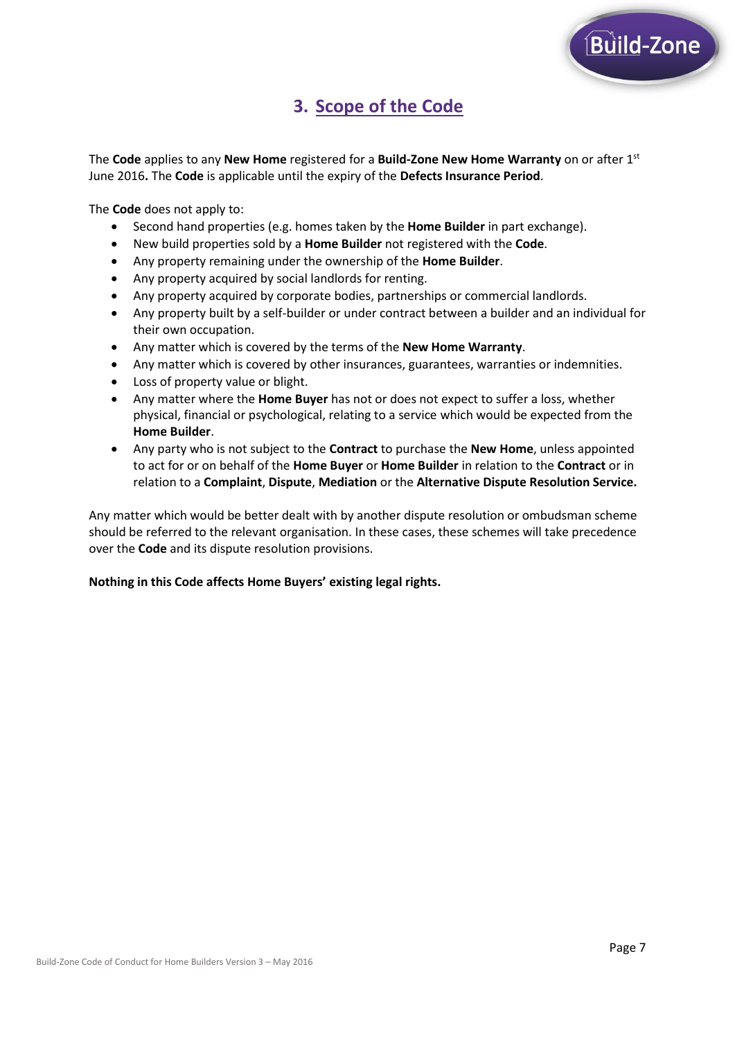## 3. Scope of the Code

The **Code** applies to any **New Home** registered for a **Build-Zone New Home Warranty** on or after 1st June 2016**.** The **Code** is applicable until the expiry of the **Defects Insurance Period**.

The **Code** does not apply to:

- Second hand properties (e.g. homes taken by the **Home Builder** in part exchange).
- New build properties sold by a **Home Builder** not registered with the **Code**.
- Any property remaining under the ownership of the **Home Builder**.
- Any property acquired by social landlords for renting.
- Any property acquired by corporate bodies, partnerships or commercial landlords.
- Any property built by a self-builder or under contract between a builder and an individual for their own occupation.
- Any matter which is covered by the terms of the **New Home Warranty**.
- Any matter which is covered by other insurances, guarantees, warranties or indemnities.
- Loss of property value or blight.
- Any matter where the **Home Buyer** has not or does not expect to suffer a loss, whether physical, financial or psychological, relating to a service which would be expected from the **Home Builder**.
- Any party who is not subject to the **Contract** to purchase the **New Home**, unless appointed to act for or on behalf of the **Home Buyer** or **Home Builder** in relation to the **Contract** or in relation to a **Complaint**, **Dispute**, **Mediation** or the **Alternative Dispute Resolution Service.**

Any matter which would be better dealt with by another dispute resolution or ombudsman scheme should be referred to the relevant organisation. In these cases, these schemes will take precedence over the **Code** and its dispute resolution provisions.

**Nothing in this Code affects Home Buyers' existing legal rights.**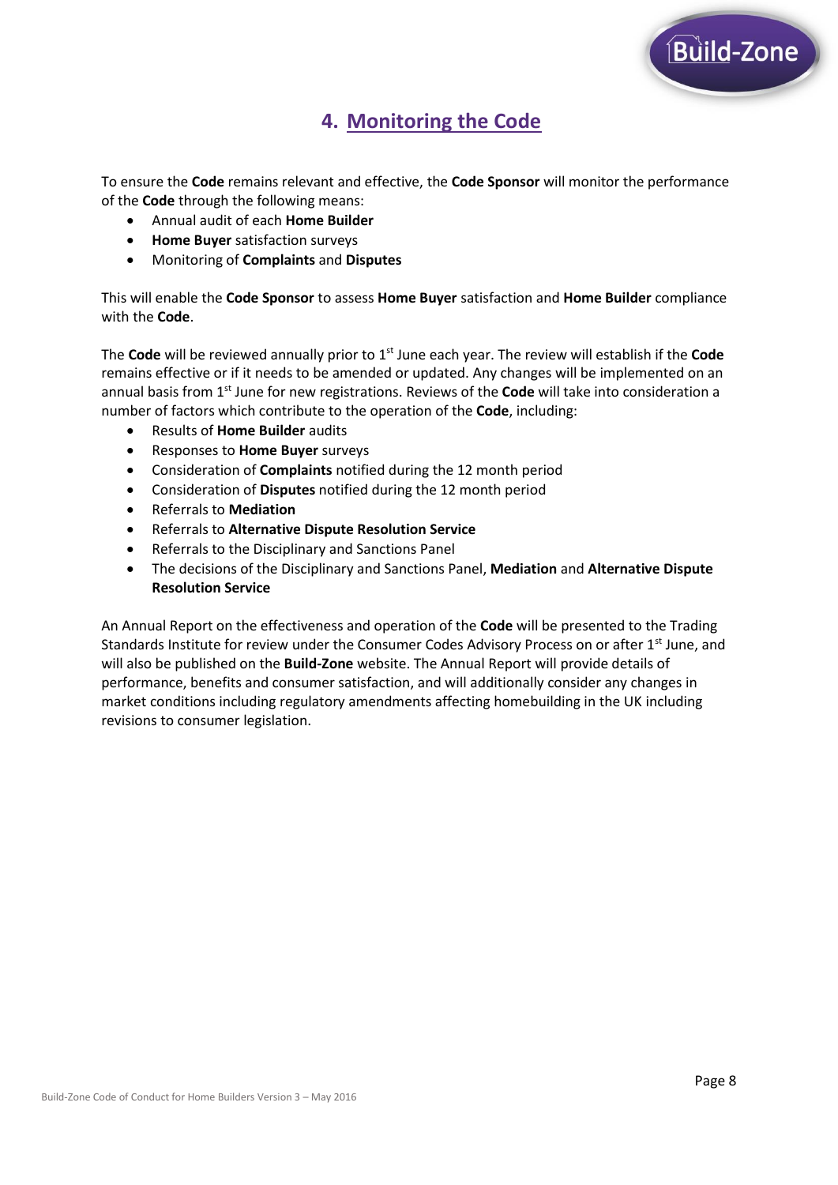# 4. Monitoring the Code

To ensure the **Code** remains relevant and effective, the **Code Sponsor** will monitor the performance of the **Code** through the following means:

- Annual audit of each **Home Builder**
- **Home Buyer** satisfaction surveys
- Monitoring of **Complaints** and **Disputes**

This will enable the **Code Sponsor** to assess **Home Buyer** satisfaction and **Home Builder** compliance with the **Code**.

The **Code** will be reviewed annually prior to 1st June each year. The review will establish if the **Code** remains effective or if it needs to be amended or updated. Any changes will be implemented on an annual basis from 1st June for new registrations. Reviews of the **Code** will take into consideration a number of factors which contribute to the operation of the **Code**, including:

- Results of **Home Builder** audits
- Responses to **Home Buyer** surveys
- Consideration of **Complaints** notified during the 12 month period
- Consideration of **Disputes** notified during the 12 month period
- Referrals to **Mediation**
- Referrals to **Alternative Dispute Resolution Service**
- Referrals to the Disciplinary and Sanctions Panel
- The decisions of the Disciplinary and Sanctions Panel, **Mediation** and **Alternative Dispute Resolution Service**

An Annual Report on the effectiveness and operation of the **Code** will be presented to the Trading Standards Institute for review under the Consumer Codes Advisory Process on or after 1st June, and will also be published on the **Build-Zone** website. The Annual Report will provide details of performance, benefits and consumer satisfaction, and will additionally consider any changes in market conditions including regulatory amendments affecting homebuilding in the UK including revisions to consumer legislation.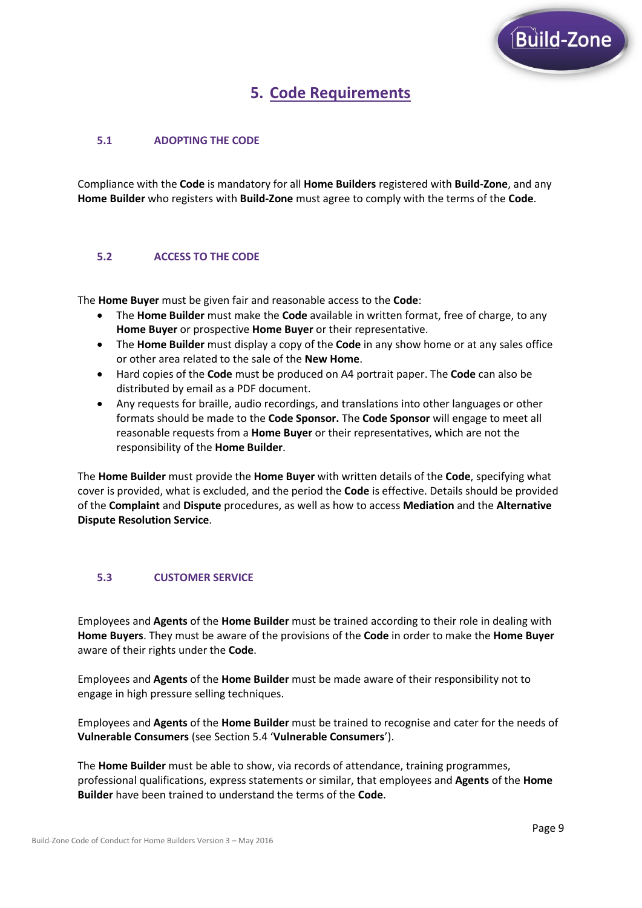# 5. Code Requirements

## 5.1 ADOPTING THE CODE

Compliance with the **Code** is mandatory for all **Home Builders** registered with **Build-Zone**, and any **Home Builder** who registers with **Build-Zone** must agree to comply with the terms of the **Code**.

## 5.2 ACCESS TO THE CODE

The **Home Buyer** must be given fair and reasonable access to the **Code**:

- The **Home Builder** must make the **Code** available in written format, free of charge, to any **Home Buyer** or prospective **Home Buyer** or their representative.
- The **Home Builder** must display a copy of the **Code** in any show home or at any sales office or other area related to the sale of the **New Home**.
- Hard copies of the **Code** must be produced on A4 portrait paper. The **Code** can also be distributed by email as a PDF document.
- Any requests for braille, audio recordings, and translations into other languages or other formats should be made to the **Code Sponsor.** The **Code Sponsor** will engage to meet all reasonable requests from a **Home Buyer** or their representatives, which are not the responsibility of the **Home Builder**.

The **Home Builder** must provide the **Home Buyer** with written details of the **Code**, specifying what cover is provided, what is excluded, and the period the **Code** is effective. Details should be provided of the **Complaint** and **Dispute** procedures, as well as how to access **Mediation** and the **Alternative Dispute Resolution Service**.

## 5.3 CUSTOMER SERVICE

Employees and **Agents** of the **Home Builder** must be trained according to their role in dealing with **Home Buyers**. They must be aware of the provisions of the **Code** in order to make the **Home Buyer** aware of their rights under the **Code**.

Employees and **Agents** of the **Home Builder** must be made aware of their responsibility not to engage in high pressure selling techniques.

Employees and **Agents** of the **Home Builder** must be trained to recognise and cater for the needs of **Vulnerable Consumers** (see Section 5.4 '**Vulnerable Consumers**').

The **Home Builder** must be able to show, via records of attendance, training programmes, professional qualifications, express statements or similar, that employees and **Agents** of the **Home Builder** have been trained to understand the terms of the **Code**.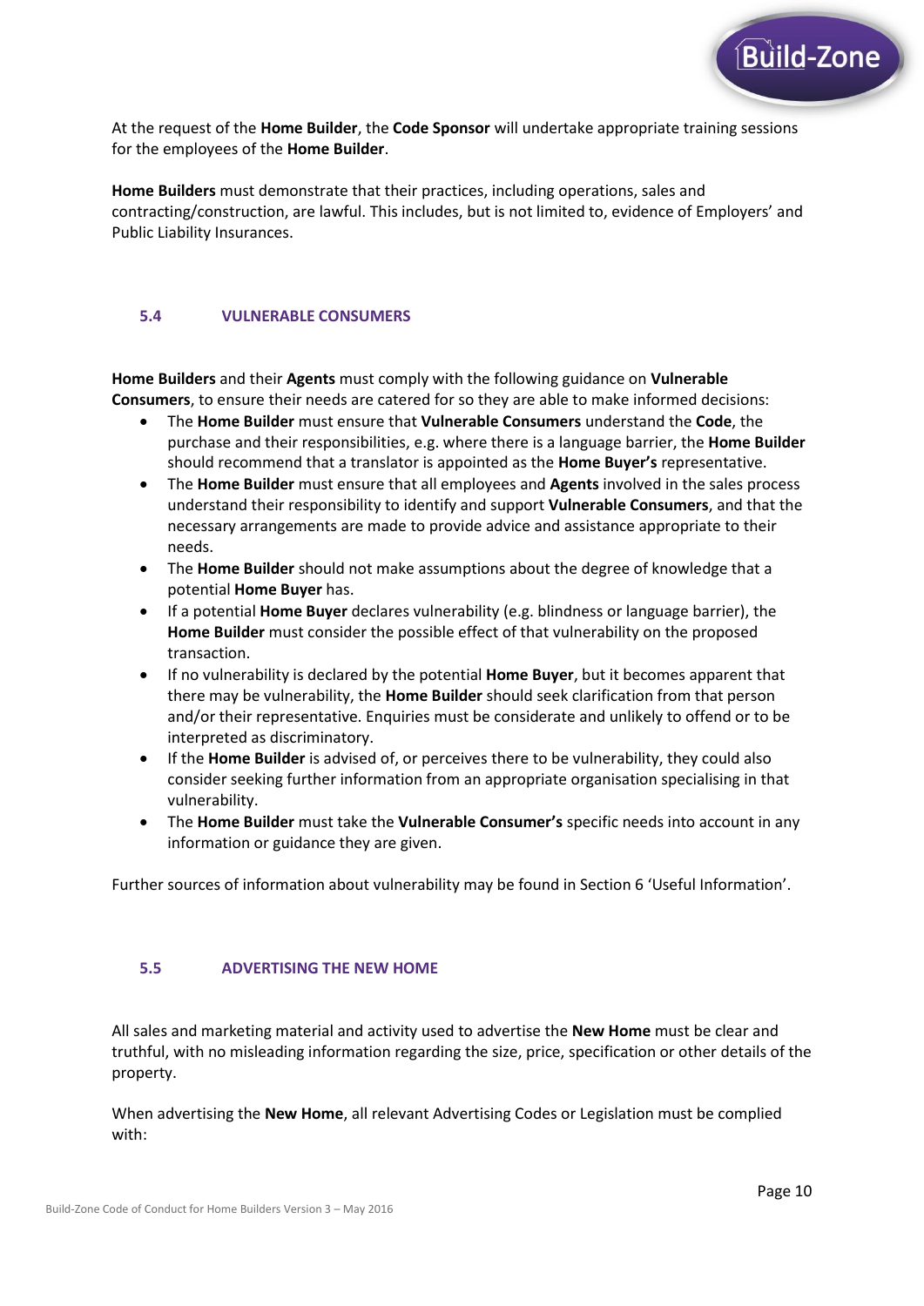At the request of the **Home Builder**, the **Code Sponsor** will undertake appropriate training sessions for the employees of the **Home Builder**.

**Home Builders** must demonstrate that their practices, including operations, sales and contracting/construction, are lawful. This includes, but is not limited to, evidence of Employers' and Public Liability Insurances.

### 5.4 VULNERABLE CONSUMERS

**Home Builders** and their **Agents** must comply with the following guidance on **Vulnerable Consumers**, to ensure their needs are catered for so they are able to make informed decisions:

- The **Home Builder** must ensure that **Vulnerable Consumers** understand the **Code**, the purchase and their responsibilities, e.g. where there is a language barrier, the **Home Builder** should recommend that a translator is appointed as the **Home Buyer's** representative.
- The **Home Builder** must ensure that all employees and **Agents** involved in the sales process understand their responsibility to identify and support **Vulnerable Consumers**, and that the necessary arrangements are made to provide advice and assistance appropriate to their needs.
- The **Home Builder** should not make assumptions about the degree of knowledge that a potential **Home Buyer** has.
- If a potential **Home Buyer** declares vulnerability (e.g. blindness or language barrier), the **Home Builder** must consider the possible effect of that vulnerability on the proposed transaction.
- If no vulnerability is declared by the potential **Home Buyer**, but it becomes apparent that there may be vulnerability, the **Home Builder** should seek clarification from that person and/or their representative. Enquiries must be considerate and unlikely to offend or to be interpreted as discriminatory.
- If the **Home Builder** is advised of, or perceives there to be vulnerability, they could also consider seeking further information from an appropriate organisation specialising in that vulnerability.
- The **Home Builder** must take the **Vulnerable Consumer's** specific needs into account in any information or guidance they are given.

Further sources of information about vulnerability may be found in Section 6 'Useful Information'.

### 5.5 ADVERTISING THE NEW HOME

All sales and marketing material and activity used to advertise the **New Home** must be clear and truthful, with no misleading information regarding the size, price, specification or other details of the property.

When advertising the **New Home**, all relevant Advertising Codes or Legislation must be complied with: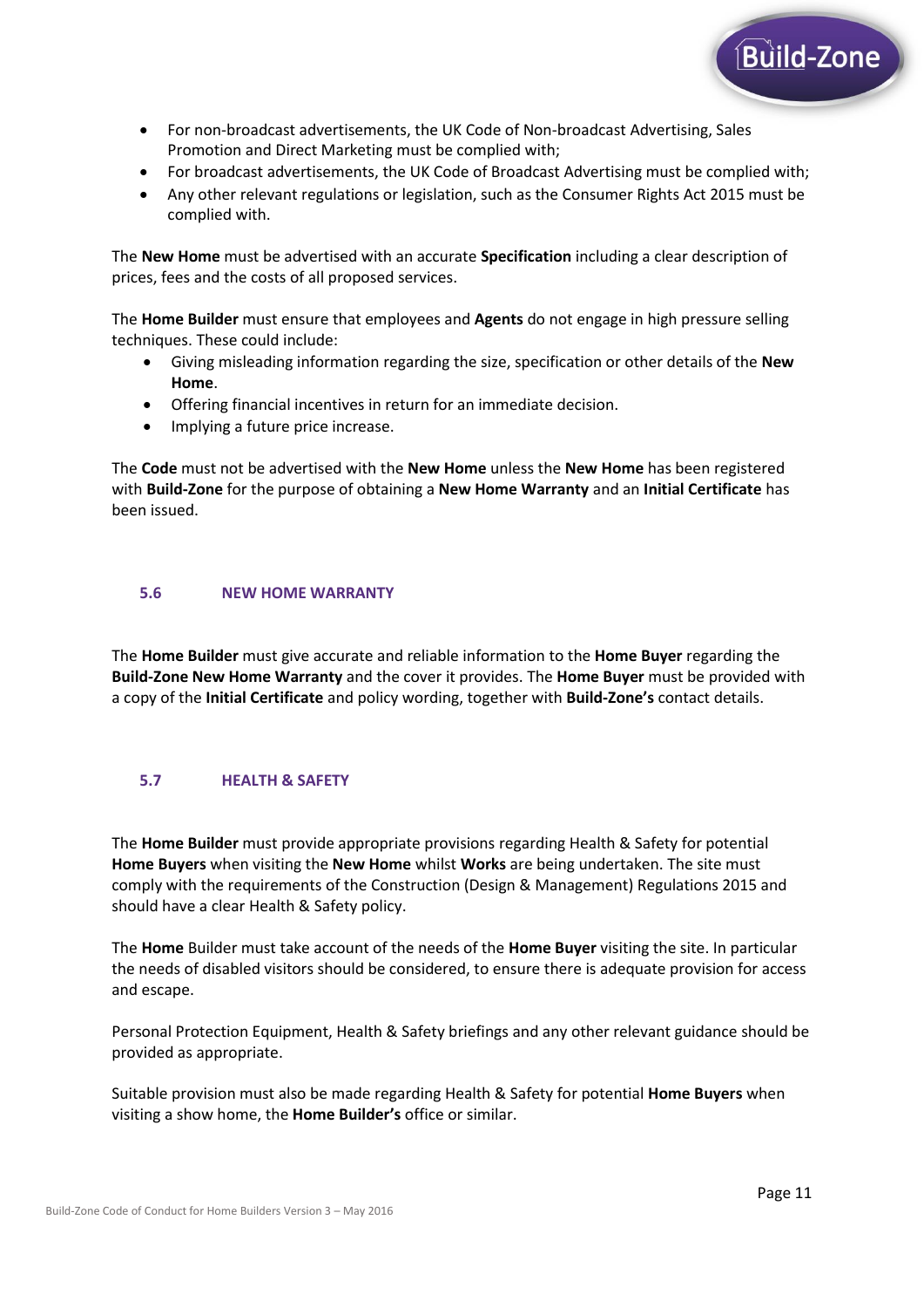- For non-broadcast advertisements, the UK Code of Non-broadcast Advertising, Sales Promotion and Direct Marketing must be complied with;
- For broadcast advertisements, the UK Code of Broadcast Advertising must be complied with;
- Any other relevant regulations or legislation, such as the Consumer Rights Act 2015 must be complied with.

The **New Home** must be advertised with an accurate **Specification** including a clear description of prices, fees and the costs of all proposed services.

The **Home Builder** must ensure that employees and **Agents** do not engage in high pressure selling techniques. These could include:

- Giving misleading information regarding the size, specification or other details of the **New Home**.
- Offering financial incentives in return for an immediate decision.
- Implying a future price increase.

The **Code** must not be advertised with the **New Home** unless the **New Home** has been registered with **Build-Zone** for the purpose of obtaining a **New Home Warranty** and an **Initial Certificate** has been issued.

### 5.6 NEW HOME WARRANTY

The **Home Builder** must give accurate and reliable information to the **Home Buyer** regarding the **Build-Zone New Home Warranty** and the cover it provides. The **Home Buyer** must be provided with a copy of the **Initial Certificate** and policy wording, together with **Build-Zone's** contact details.

### 5.7 HEALTH & SAFETY

The **Home Builder** must provide appropriate provisions regarding Health & Safety for potential **Home Buyers** when visiting the **New Home** whilst **Works** are being undertaken. The site must comply with the requirements of the Construction (Design & Management) Regulations 2015 and should have a clear Health & Safety policy.

The **Home** Builder must take account of the needs of the **Home Buyer** visiting the site. In particular the needs of disabled visitors should be considered, to ensure there is adequate provision for access and escape.

Personal Protection Equipment, Health & Safety briefings and any other relevant guidance should be provided as appropriate.

Suitable provision must also be made regarding Health & Safety for potential **Home Buyers** when visiting a show home, the **Home Builder's** office or similar.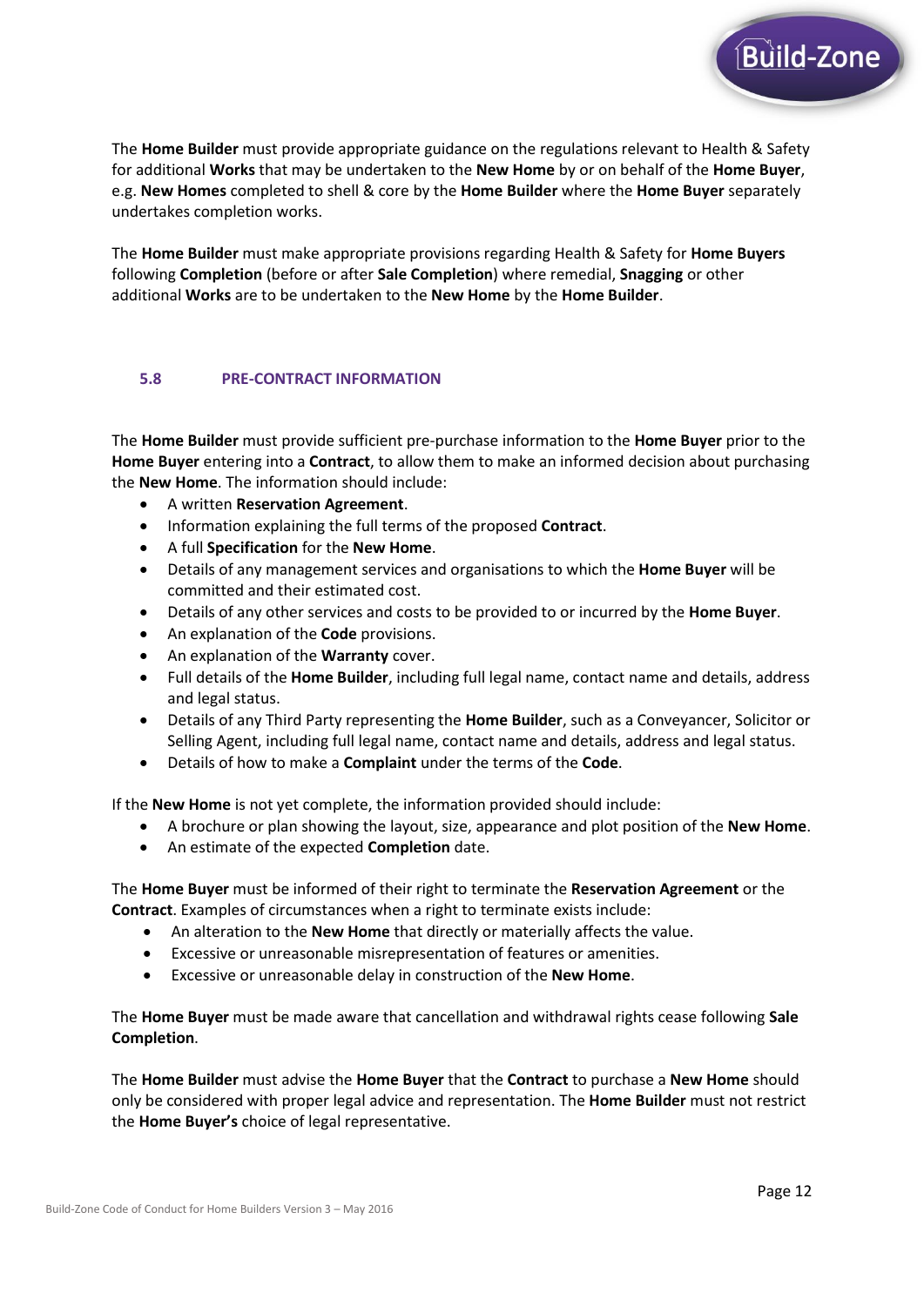The **Home Builder** must provide appropriate guidance on the regulations relevant to Health & Safety for additional **Works** that may be undertaken to the **New Home** by or on behalf of the **Home Buyer**, e.g. **New Homes** completed to shell & core by the **Home Builder** where the **Home Buyer** separately undertakes completion works.

The **Home Builder** must make appropriate provisions regarding Health & Safety for **Home Buyers** following **Completion** (before or after **Sale Completion**) where remedial, **Snagging** or other additional **Works** are to be undertaken to the **New Home** by the **Home Builder**.

### 5.8 PRE-CONTRACT INFORMATION

The **Home Builder** must provide sufficient pre-purchase information to the **Home Buyer** prior to the **Home Buyer** entering into a **Contract**, to allow them to make an informed decision about purchasing the **New Home**. The information should include:

- A written **Reservation Agreement**.
- Information explaining the full terms of the proposed **Contract**.
- A full **Specification** for the **New Home**.
- Details of any management services and organisations to which the **Home Buyer** will be committed and their estimated cost.
- Details of any other services and costs to be provided to or incurred by the **Home Buyer**.
- An explanation of the **Code** provisions.
- An explanation of the **Warranty** cover.
- Full details of the **Home Builder**, including full legal name, contact name and details, address and legal status.
- Details of any Third Party representing the **Home Builder**, such as a Conveyancer, Solicitor or Selling Agent, including full legal name, contact name and details, address and legal status.
- Details of how to make a **Complaint** under the terms of the **Code**.

If the **New Home** is not yet complete, the information provided should include:

- A brochure or plan showing the layout, size, appearance and plot position of the **New Home**.
- An estimate of the expected **Completion** date.

The **Home Buyer** must be informed of their right to terminate the **Reservation Agreement** or the **Contract**. Examples of circumstances when a right to terminate exists include:

- An alteration to the **New Home** that directly or materially affects the value.
- Excessive or unreasonable misrepresentation of features or amenities.
- Excessive or unreasonable delay in construction of the **New Home**.

The **Home Buyer** must be made aware that cancellation and withdrawal rights cease following **Sale Completion**.

The **Home Builder** must advise the **Home Buyer** that the **Contract** to purchase a **New Home** should only be considered with proper legal advice and representation. The **Home Builder** must not restrict the **Home Buyer's** choice of legal representative.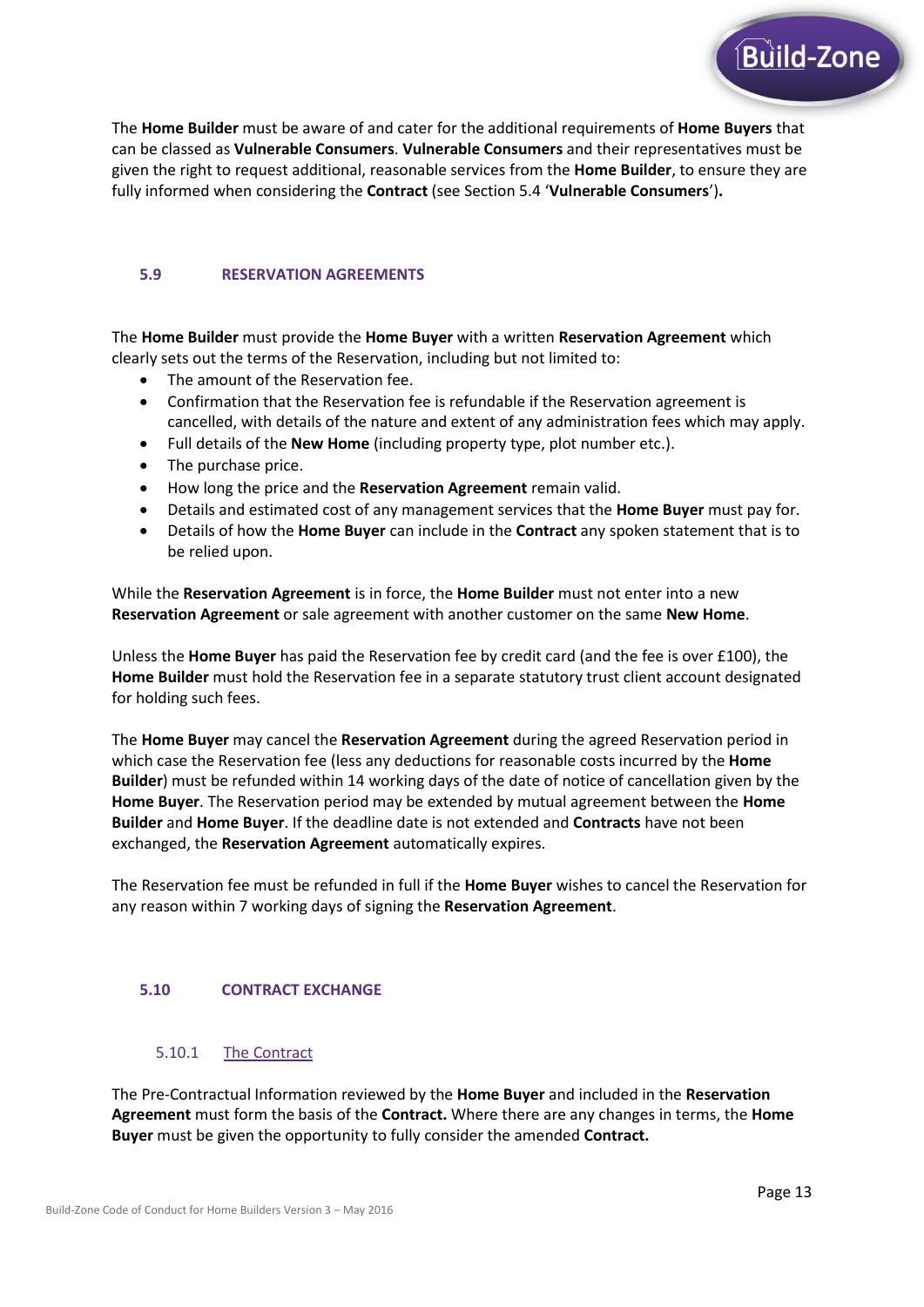The **Home Builder** must be aware of and cater for the additional requirements of **Home Buyers** that can be classed as **Vulnerable Consumers**. **Vulnerable Consumers** and their representatives must be given the right to request additional, reasonable services from the **Home Builder**, to ensure they are fully informed when considering the **Contract** (see Section 5.4 '**Vulnerable Consumers**')**.**

## 5.9 RESERVATION AGREEMENTS

The **Home Builder** must provide the **Home Buyer** with a written **Reservation Agreement** which clearly sets out the terms of the Reservation, including but not limited to:

- The amount of the Reservation fee.
- Confirmation that the Reservation fee is refundable if the Reservation agreement is cancelled, with details of the nature and extent of any administration fees which may apply.
- Full details of the **New Home** (including property type, plot number etc.).
- The purchase price.
- How long the price and the **Reservation Agreement** remain valid.
- Details and estimated cost of any management services that the **Home Buyer** must pay for.
- Details of how the **Home Buyer** can include in the **Contract** any spoken statement that is to be relied upon.

While the **Reservation Agreement** is in force, the **Home Builder** must not enter into a new **Reservation Agreement** or sale agreement with another customer on the same **New Home**.

Unless the **Home Buyer** has paid the Reservation fee by credit card (and the fee is over £100), the **Home Builder** must hold the Reservation fee in a separate statutory trust client account designated for holding such fees.

The **Home Buyer** may cancel the **Reservation Agreement** during the agreed Reservation period in which case the Reservation fee (less any deductions for reasonable costs incurred by the **Home Builder**) must be refunded within 14 working days of the date of notice of cancellation given by the **Home Buyer**. The Reservation period may be extended by mutual agreement between the **Home Builder** and **Home Buyer**. If the deadline date is not extended and **Contracts** have not been exchanged, the **Reservation Agreement** automatically expires.

The Reservation fee must be refunded in full if the **Home Buyer** wishes to cancel the Reservation for any reason within 7 working days of signing the **Reservation Agreement**.

## 5.10 CONTRACT EXCHANGE

### 5.10.1 The Contract

The Pre-Contractual Information reviewed by the **Home Buyer** and included in the **Reservation Agreement** must form the basis of the **Contract.** Where there are any changes in terms, the **Home Buyer** must be given the opportunity to fully consider the amended **Contract.**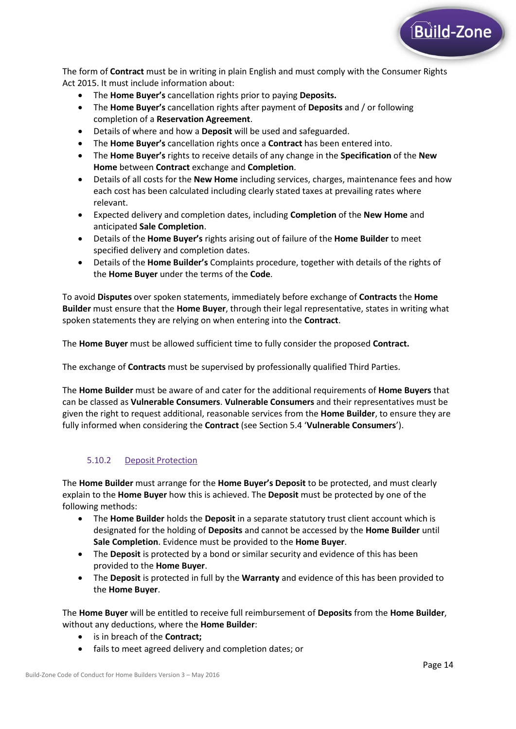The form of **Contract** must be in writing in plain English and must comply with the Consumer Rights Act 2015. It must include information about:

- The **Home Buyer's** cancellation rights prior to paying **Deposits.**
- The **Home Buyer's** cancellation rights after payment of **Deposits** and / or following completion of a **Reservation Agreement**.
- Details of where and how a **Deposit** will be used and safeguarded.
- The **Home Buyer's** cancellation rights once a **Contract** has been entered into.
- The **Home Buyer's** rights to receive details of any change in the **Specification** of the **New Home** between **Contract** exchange and **Completion**.
- Details of all costs for the **New Home** including services, charges, maintenance fees and how each cost has been calculated including clearly stated taxes at prevailing rates where relevant.
- Expected delivery and completion dates, including **Completion** of the **New Home** and anticipated **Sale Completion**.
- Details of the **Home Buyer's** rights arising out of failure of the **Home Builder** to meet specified delivery and completion dates.
- Details of the **Home Builder's** Complaints procedure, together with details of the rights of the **Home Buyer** under the terms of the **Code**.

To avoid **Disputes** over spoken statements, immediately before exchange of **Contracts** the **Home Builder** must ensure that the **Home Buyer**, through their legal representative, states in writing what spoken statements they are relying on when entering into the **Contract**.

The **Home Buyer** must be allowed sufficient time to fully consider the proposed **Contract.**

The exchange of **Contracts** must be supervised by professionally qualified Third Parties.

The **Home Builder** must be aware of and cater for the additional requirements of **Home Buyers** that can be classed as **Vulnerable Consumers**. **Vulnerable Consumers** and their representatives must be given the right to request additional, reasonable services from the **Home Builder**, to ensure they are fully informed when considering the **Contract** (see Section 5.4 '**Vulnerable Consumers**').

### 5.10.2 Deposit Protection

The **Home Builder** must arrange for the **Home Buyer's Deposit** to be protected, and must clearly explain to the **Home Buyer** how this is achieved. The **Deposit** must be protected by one of the following methods:

- The **Home Builder** holds the **Deposit** in a separate statutory trust client account which is designated for the holding of **Deposits** and cannot be accessed by the **Home Builder** until **Sale Completion**. Evidence must be provided to the **Home Buyer**.
- The **Deposit** is protected by a bond or similar security and evidence of this has been provided to the **Home Buyer**.
- The **Deposit** is protected in full by the **Warranty** and evidence of this has been provided to the **Home Buyer**.

The **Home Buyer** will be entitled to receive full reimbursement of **Deposits** from the **Home Builder**, without any deductions, where the **Home Builder**:

- is in breach of the **Contract;**
- fails to meet agreed delivery and completion dates; or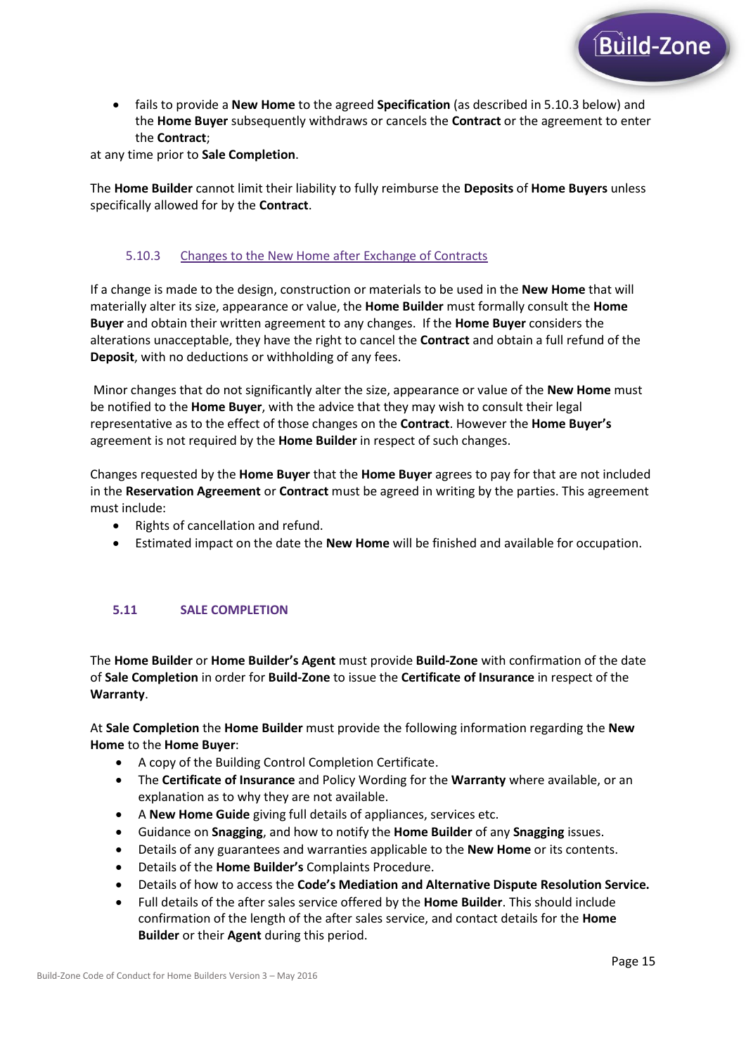- fails to provide a **New Home** to the agreed **Specification** (as described in 5.10.3 below) and the **Home Buyer** subsequently withdraws or cancels the **Contract** or the agreement to enter the **Contract**;

at any time prior to **Sale Completion**.

The **Home Builder** cannot limit their liability to fully reimburse the **Deposits** of **Home Buyers** unless specifically allowed for by the **Contract**.

#### 5.10.3 Changes to the New Home after Exchange of Contracts

If a change is made to the design, construction or materials to be used in the **New Home** that will materially alter its size, appearance or value, the **Home Builder** must formally consult the **Home Buyer** and obtain their written agreement to any changes. If the **Home Buyer** considers the alterations unacceptable, they have the right to cancel the **Contract** and obtain a full refund of the **Deposit**, with no deductions or withholding of any fees.

Minor changes that do not significantly alter the size, appearance or value of the **New Home** must be notified to the **Home Buyer**, with the advice that they may wish to consult their legal representative as to the effect of those changes on the **Contract**. However the **Home Buyer's** agreement is not required by the **Home Builder** in respect of such changes.

Changes requested by the **Home Buyer** that the **Home Buyer** agrees to pay for that are not included in the **Reservation Agreement** or **Contract** must be agreed in writing by the parties. This agreement must include:

- Rights of cancellation and refund.
- Estimated impact on the date the **New Home** will be finished and available for occupation.

### 5.11 SALE COMPLETION

The **Home Builder** or **Home Builder's Agent** must provide **Build-Zone** with confirmation of the date of **Sale Completion** in order for **Build-Zone** to issue the **Certificate of Insurance** in respect of the **Warranty**.

At **Sale Completion** the **Home Builder** must provide the following information regarding the **New Home** to the **Home Buyer**:

- A copy of the Building Control Completion Certificate.
- The **Certificate of Insurance** and Policy Wording for the **Warranty** where available, or an explanation as to why they are not available.
- A **New Home Guide** giving full details of appliances, services etc.
- Guidance on **Snagging**, and how to notify the **Home Builder** of any **Snagging** issues.
- Details of any guarantees and warranties applicable to the **New Home** or its contents.
- Details of the **Home Builder's** Complaints Procedure.
- Details of how to access the **Code's Mediation and Alternative Dispute Resolution Service.**
- Full details of the after sales service offered by the **Home Builder**. This should include confirmation of the length of the after sales service, and contact details for the **Home Builder** or their **Agent** during this period.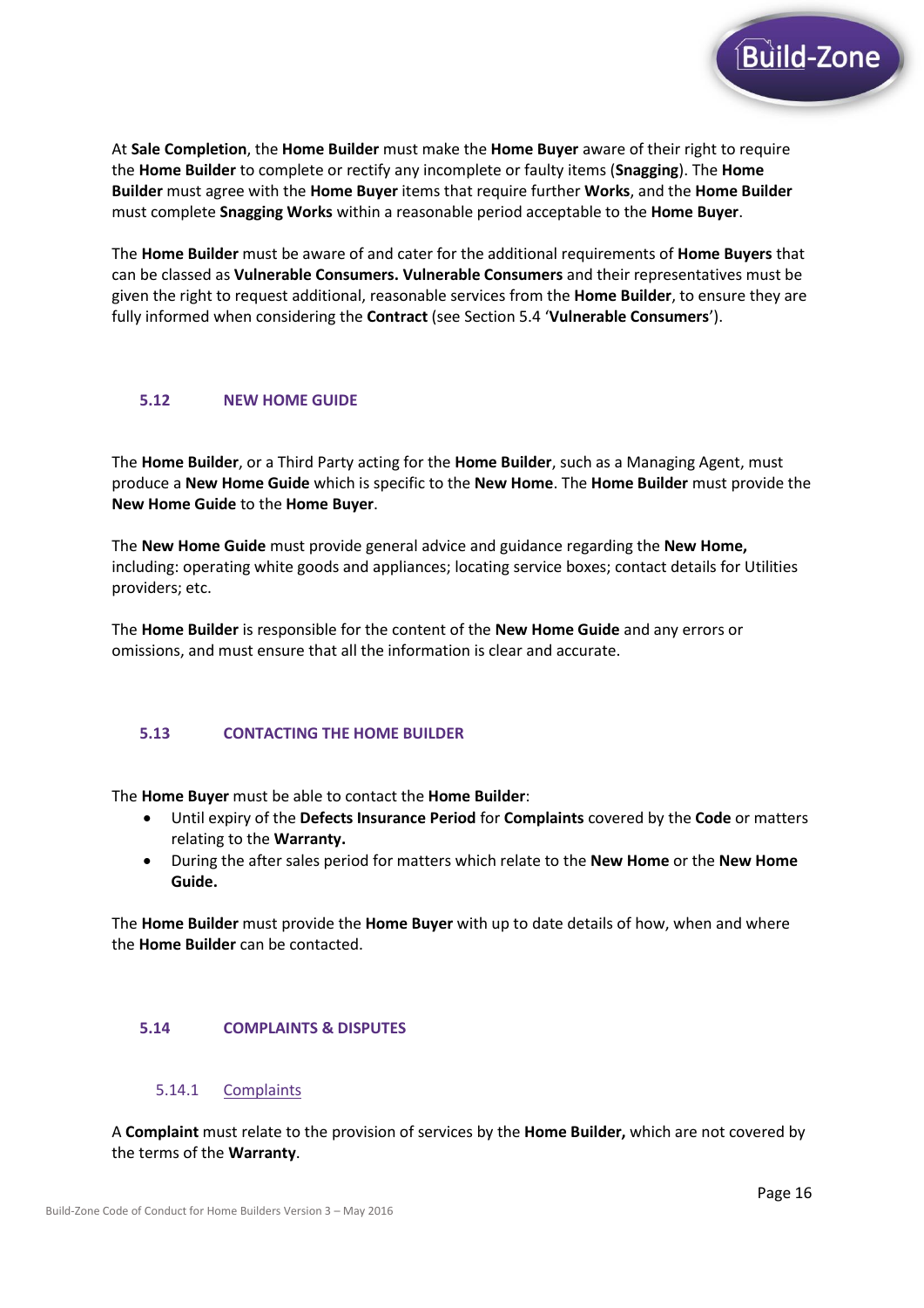At **Sale Completion**, the **Home Builder** must make the **Home Buyer** aware of their right to require the **Home Builder** to complete or rectify any incomplete or faulty items (**Snagging**). The **Home Builder** must agree with the **Home Buyer** items that require further **Works**, and the **Home Builder** must complete **Snagging Works** within a reasonable period acceptable to the **Home Buyer**.

The **Home Builder** must be aware of and cater for the additional requirements of **Home Buyers** that can be classed as **Vulnerable Consumers. Vulnerable Consumers** and their representatives must be given the right to request additional, reasonable services from the **Home Builder**, to ensure they are fully informed when considering the **Contract** (see Section 5.4 '**Vulnerable Consumers**').

## 5.12 NEW HOME GUIDE

The **Home Builder**, or a Third Party acting for the **Home Builder**, such as a Managing Agent, must produce a **New Home Guide** which is specific to the **New Home**. The **Home Builder** must provide the **New Home Guide** to the **Home Buyer**.

The **New Home Guide** must provide general advice and guidance regarding the **New Home,** including: operating white goods and appliances; locating service boxes; contact details for Utilities providers; etc.

The **Home Builder** is responsible for the content of the **New Home Guide** and any errors or omissions, and must ensure that all the information is clear and accurate.

## 5.13 CONTACTING THE HOME BUILDER

The **Home Buyer** must be able to contact the **Home Builder**:

- Until expiry of the **Defects Insurance Period** for **Complaints** covered by the **Code** or matters relating to the **Warranty.**
- During the after sales period for matters which relate to the **New Home** or the **New Home Guide.**

The **Home Builder** must provide the **Home Buyer** with up to date details of how, when and where the **Home Builder** can be contacted.

## 5.14 COMPLAINTS & DISPUTES

### 5.14.1 Complaints

A **Complaint** must relate to the provision of services by the **Home Builder,** which are not covered by the terms of the **Warranty**.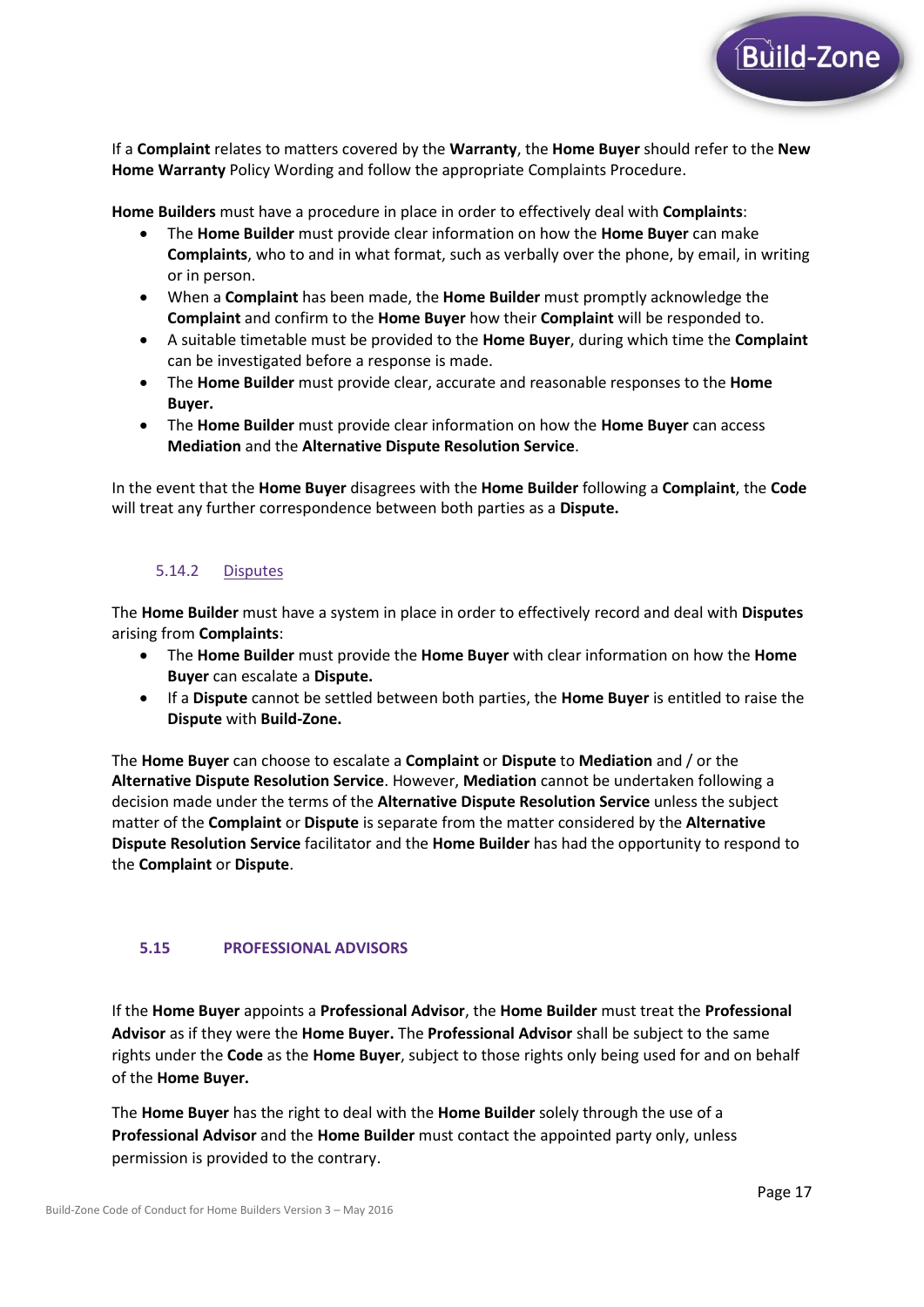If a **Complaint** relates to matters covered by the **Warranty**, the **Home Buyer** should refer to the **New Home Warranty** Policy Wording and follow the appropriate Complaints Procedure.

**Home Builders** must have a procedure in place in order to effectively deal with **Complaints**:

- The **Home Builder** must provide clear information on how the **Home Buyer** can make **Complaints**, who to and in what format, such as verbally over the phone, by email, in writing or in person.
- When a **Complaint** has been made, the **Home Builder** must promptly acknowledge the **Complaint** and confirm to the **Home Buyer** how their **Complaint** will be responded to.
- A suitable timetable must be provided to the **Home Buyer**, during which time the **Complaint** can be investigated before a response is made.
- The **Home Builder** must provide clear, accurate and reasonable responses to the **Home Buyer.**
- The **Home Builder** must provide clear information on how the **Home Buyer** can access **Mediation** and the **Alternative Dispute Resolution Service**.

In the event that the **Home Buyer** disagrees with the **Home Builder** following a **Complaint**, the **Code** will treat any further correspondence between both parties as a **Dispute.**

### 5.14.2 Disputes

The **Home Builder** must have a system in place in order to effectively record and deal with **Disputes** arising from **Complaints**:

- The **Home Builder** must provide the **Home Buyer** with clear information on how the **Home Buyer** can escalate a **Dispute.**
- If a **Dispute** cannot be settled between both parties, the **Home Buyer** is entitled to raise the **Dispute** with **Build-Zone.**

The **Home Buyer** can choose to escalate a **Complaint** or **Dispute** to **Mediation** and / or the **Alternative Dispute Resolution Service**. However, **Mediation** cannot be undertaken following a decision made under the terms of the **Alternative Dispute Resolution Service** unless the subject matter of the **Complaint** or **Dispute** is separate from the matter considered by the **Alternative Dispute Resolution Service** facilitator and the **Home Builder** has had the opportunity to respond to the **Complaint** or **Dispute**.

## 5.15 PROFESSIONAL ADVISORS

If the **Home Buyer** appoints a **Professional Advisor**, the **Home Builder** must treat the **Professional Advisor** as if they were the **Home Buyer.** The **Professional Advisor** shall be subject to the same rights under the **Code** as the **Home Buyer**, subject to those rights only being used for and on behalf of the **Home Buyer.**

The **Home Buyer** has the right to deal with the **Home Builder** solely through the use of a **Professional Advisor** and the **Home Builder** must contact the appointed party only, unless permission is provided to the contrary.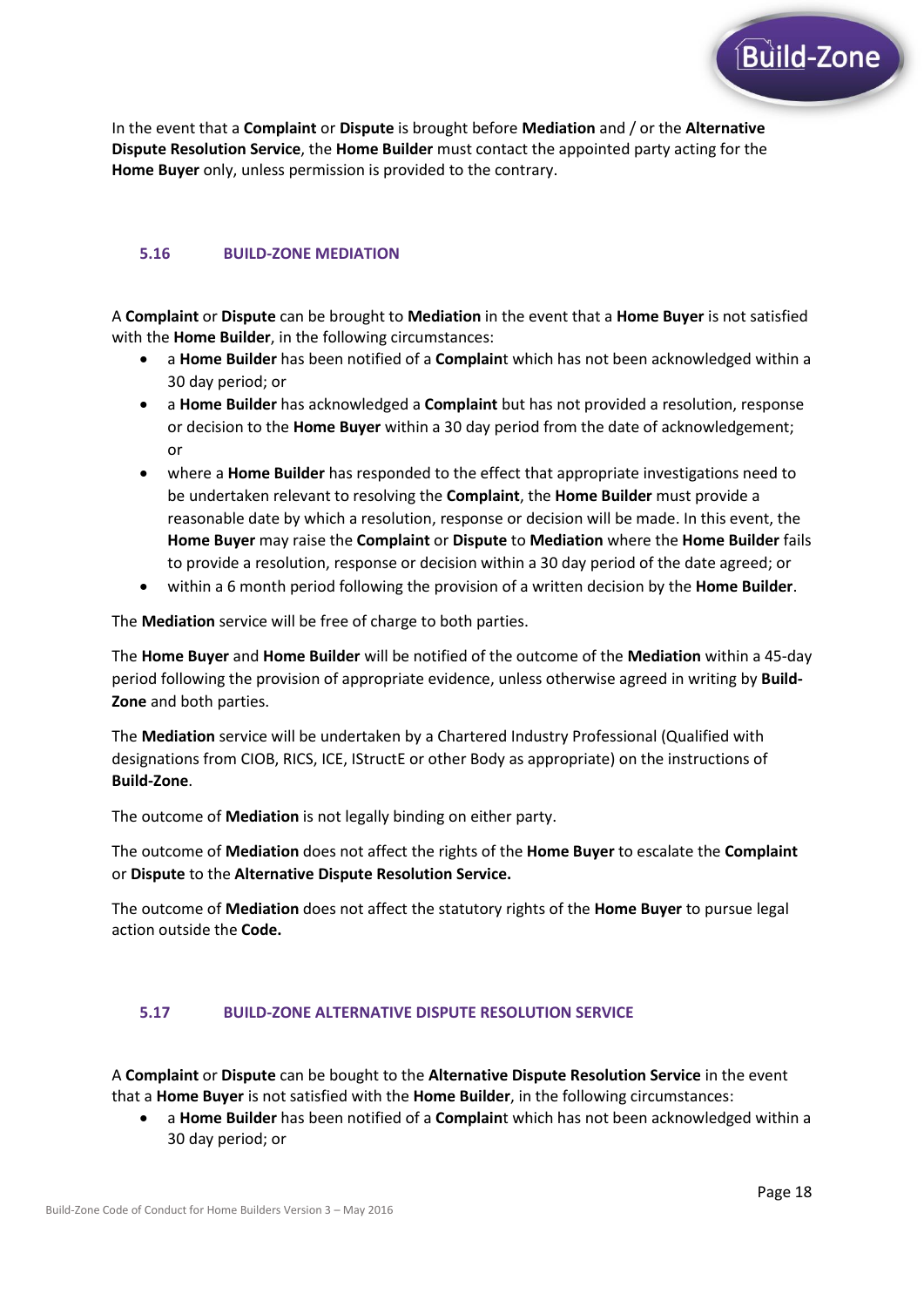In the event that a **Complaint** or **Dispute** is brought before **Mediation** and / or the **Alternative Dispute Resolution Service**, the **Home Builder** must contact the appointed party acting for the **Home Buyer** only, unless permission is provided to the contrary.

### 5.16 BUILD-ZONE MEDIATION

A **Complaint** or **Dispute** can be brought to **Mediation** in the event that a **Home Buyer** is not satisfied with the **Home Builder**, in the following circumstances:

- a **Home Builder** has been notified of a **Complaint** which has not been acknowledged within a 30 day period; or
- a **Home Builder** has acknowledged a **Complaint** but has not provided a resolution, response or decision to the **Home Buyer** within a 30 day period from the date of acknowledgement; or
- where a **Home Builder** has responded to the effect that appropriate investigations need to be undertaken relevant to resolving the **Complaint**, the **Home Builder** must provide a reasonable date by which a resolution, response or decision will be made. In this event, the **Home Buyer** may raise the **Complaint** or **Dispute** to **Mediation** where the **Home Builder** fails to provide a resolution, response or decision within a 30 day period of the date agreed; or
- within a 6 month period following the provision of a written decision by the **Home Builder**.

The **Mediation** service will be free of charge to both parties.

The **Home Buyer** and **Home Builder** will be notified of the outcome of the **Mediation** within a 45-day period following the provision of appropriate evidence, unless otherwise agreed in writing by **Build-Zone** and both parties.

The **Mediation** service will be undertaken by a Chartered Industry Professional (Qualified with designations from CIOB, RICS, ICE, IStructE or other Body as appropriate) on the instructions of **Build-Zone**.

The outcome of **Mediation** is not legally binding on either party.

The outcome of **Mediation** does not affect the rights of the **Home Buyer** to escalate the **Complaint** or **Dispute** to the **Alternative Dispute Resolution Service.**

The outcome of **Mediation** does not affect the statutory rights of the **Home Buyer** to pursue legal action outside the **Code.**

### 5.17 BUILD-ZONE ALTERNATIVE DISPUTE RESOLUTION SERVICE

A **Complaint** or **Dispute** can be bought to the **Alternative Dispute Resolution Service** in the event that a **Home Buyer** is not satisfied with the **Home Builder**, in the following circumstances:

- a **Home Builder** has been notified of a **Complaint** which has not been acknowledged within a 30 day period; or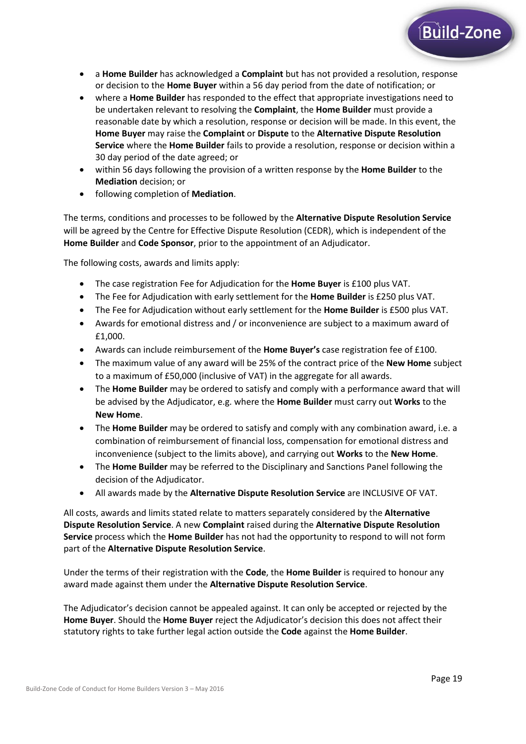- a **Home Builder** has acknowledged a **Complaint** but has not provided a resolution, response or decision to the **Home Buyer** within a 56 day period from the date of notification; or
- where a **Home Builder** has responded to the effect that appropriate investigations need to be undertaken relevant to resolving the **Complaint**, the **Home Builder** must provide a reasonable date by which a resolution, response or decision will be made. In this event, the **Home Buyer** may raise the **Complaint** or **Dispute** to the **Alternative Dispute Resolution Service** where the **Home Builder** fails to provide a resolution, response or decision within a 30 day period of the date agreed; or
- within 56 days following the provision of a written response by the **Home Builder** to the **Mediation** decision; or
- following completion of **Mediation**.

The terms, conditions and processes to be followed by the **Alternative Dispute Resolution Service** will be agreed by the Centre for Effective Dispute Resolution (CEDR), which is independent of the **Home Builder** and **Code Sponsor**, prior to the appointment of an Adjudicator.

The following costs, awards and limits apply:

- The case registration Fee for Adjudication for the **Home Buyer** is £100 plus VAT.
- The Fee for Adjudication with early settlement for the **Home Builder** is £250 plus VAT.
- The Fee for Adjudication without early settlement for the **Home Builder** is £500 plus VAT.
- Awards for emotional distress and / or inconvenience are subject to a maximum award of £1,000.
- Awards can include reimbursement of the **Home Buyer's** case registration fee of £100.
- The maximum value of any award will be 25% of the contract price of the **New Home** subject to a maximum of £50,000 (inclusive of VAT) in the aggregate for all awards.
- The **Home Builder** may be ordered to satisfy and comply with a performance award that will be advised by the Adjudicator, e.g. where the **Home Builder** must carry out **Works** to the **New Home**.
- The **Home Builder** may be ordered to satisfy and comply with any combination award, i.e. a combination of reimbursement of financial loss, compensation for emotional distress and inconvenience (subject to the limits above), and carrying out **Works** to the **New Home**.
- The **Home Builder** may be referred to the Disciplinary and Sanctions Panel following the decision of the Adjudicator.
- All awards made by the **Alternative Dispute Resolution Service** are INCLUSIVE OF VAT.

All costs, awards and limits stated relate to matters separately considered by the **Alternative Dispute Resolution Service**. A new **Complaint** raised during the **Alternative Dispute Resolution Service** process which the **Home Builder** has not had the opportunity to respond to will not form part of the **Alternative Dispute Resolution Service**.

Under the terms of their registration with the **Code**, the **Home Builder** is required to honour any award made against them under the **Alternative Dispute Resolution Service**.

The Adjudicator's decision cannot be appealed against. It can only be accepted or rejected by the **Home Buyer**. Should the **Home Buyer** reject the Adjudicator's decision this does not affect their statutory rights to take further legal action outside the **Code** against the **Home Builder**.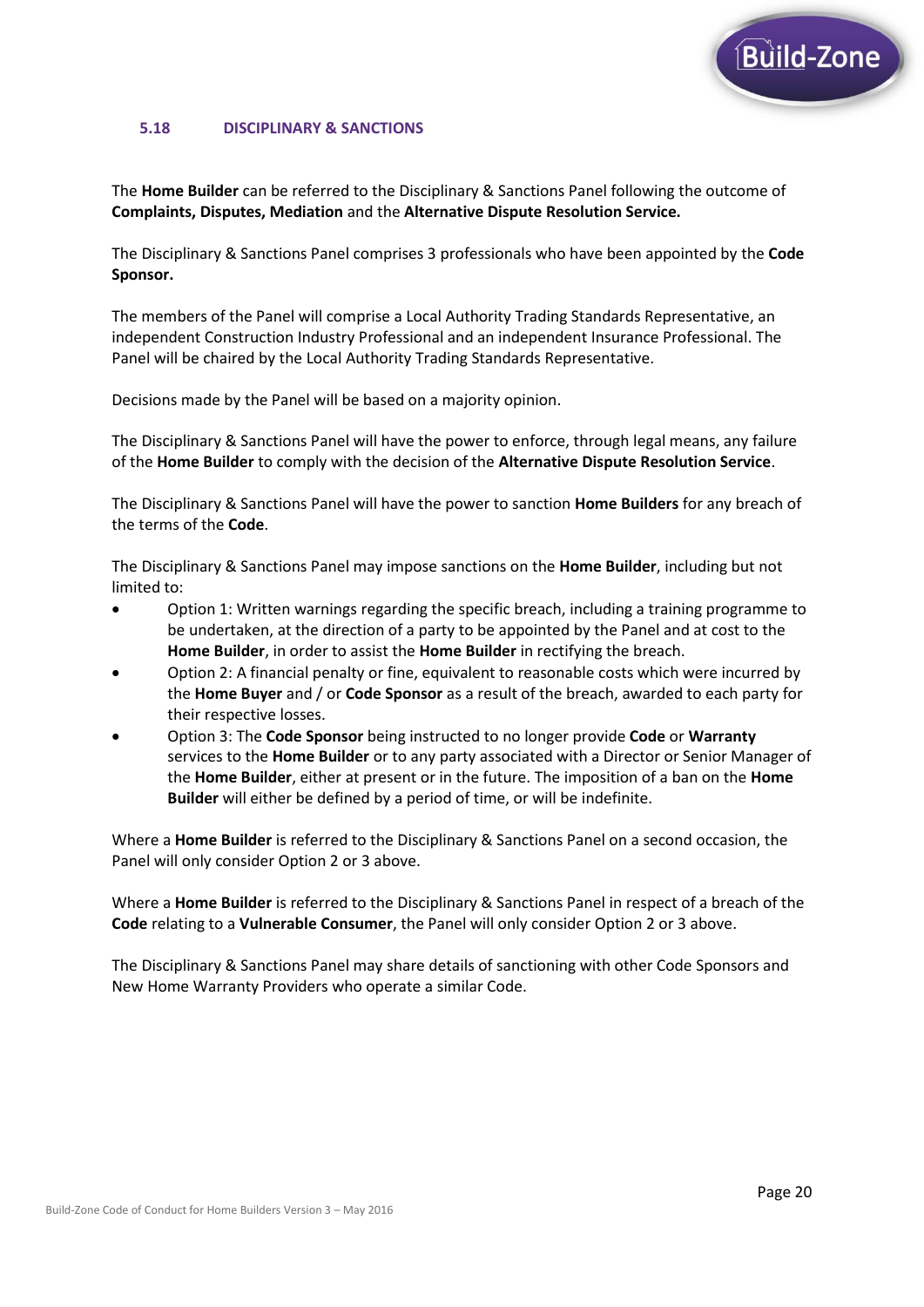### 5.18 DISCIPLINARY & SANCTIONS

The **Home Builder** can be referred to the Disciplinary & Sanctions Panel following the outcome of **Complaints, Disputes, Mediation** and the **Alternative Dispute Resolution Service.**

The Disciplinary & Sanctions Panel comprises 3 professionals who have been appointed by the **Code Sponsor.**

The members of the Panel will comprise a Local Authority Trading Standards Representative, an independent Construction Industry Professional and an independent Insurance Professional. The Panel will be chaired by the Local Authority Trading Standards Representative.

Decisions made by the Panel will be based on a majority opinion.

The Disciplinary & Sanctions Panel will have the power to enforce, through legal means, any failure of the **Home Builder** to comply with the decision of the **Alternative Dispute Resolution Service**.

The Disciplinary & Sanctions Panel will have the power to sanction **Home Builders** for any breach of the terms of the **Code**.

The Disciplinary & Sanctions Panel may impose sanctions on the **Home Builder**, including but not limited to:

- Option 1: Written warnings regarding the specific breach, including a training programme to be undertaken, at the direction of a party to be appointed by the Panel and at cost to the **Home Builder**, in order to assist the **Home Builder** in rectifying the breach.
- Option 2: A financial penalty or fine, equivalent to reasonable costs which were incurred by the **Home Buyer** and / or **Code Sponsor** as a result of the breach, awarded to each party for their respective losses.
- Option 3: The **Code Sponsor** being instructed to no longer provide **Code** or **Warranty** services to the **Home Builder** or to any party associated with a Director or Senior Manager of the **Home Builder**, either at present or in the future. The imposition of a ban on the **Home Builder** will either be defined by a period of time, or will be indefinite.

Where a **Home Builder** is referred to the Disciplinary & Sanctions Panel on a second occasion, the Panel will only consider Option 2 or 3 above.

Where a **Home Builder** is referred to the Disciplinary & Sanctions Panel in respect of a breach of the **Code** relating to a **Vulnerable Consumer**, the Panel will only consider Option 2 or 3 above.

The Disciplinary & Sanctions Panel may share details of sanctioning with other Code Sponsors and New Home Warranty Providers who operate a similar Code.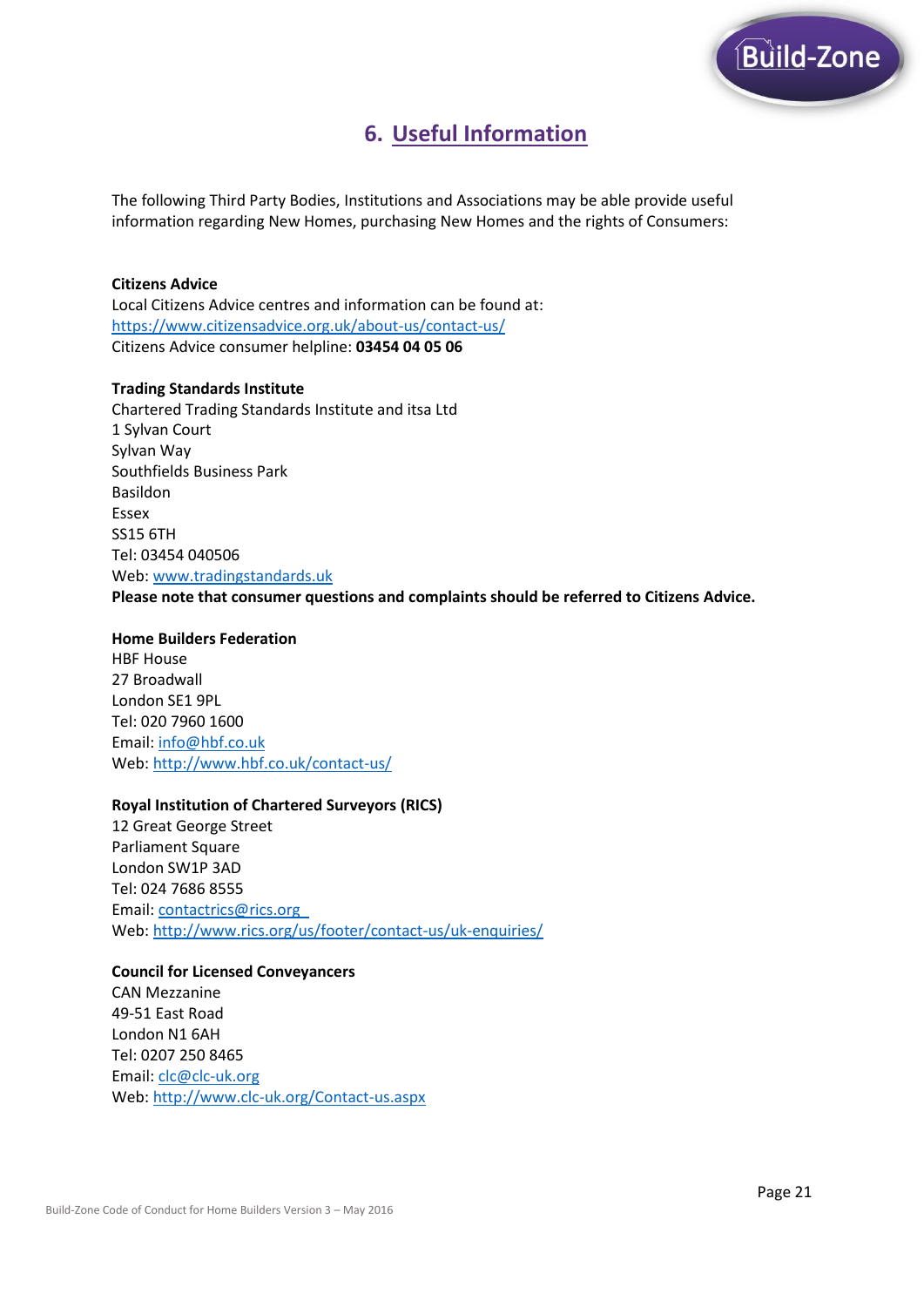# 6. Useful Information

The following Third Party Bodies, Institutions and Associations may be able provide useful information regarding New Homes, purchasing New Homes and the rights of Consumers:

**Citizens Advice**
Local Citizens Advice centres and information can be found at:
https://www.citizensadvice.org.uk/about-us/contact-us/
Citizens Advice consumer helpline: **03454 04 05 06**

**Trading Standards Institute**
Chartered Trading Standards Institute and itsa Ltd
1 Sylvan Court
Sylvan Way
Southfields Business Park
Basildon
Essex
SS15 6TH
Tel: 03454 040506
Web: www.tradingstandards.uk
**Please note that consumer questions and complaints should be referred to Citizens Advice.**

**Home Builders Federation**
HBF House
27 Broadwall
London SE1 9PL
Tel: 020 7960 1600
Email: info@hbf.co.uk
Web: http://www.hbf.co.uk/contact-us/

**Royal Institution of Chartered Surveyors (RICS)**
12 Great George Street
Parliament Square
London SW1P 3AD
Tel: 024 7686 8555
Email: contactrics@rics.org
Web: http://www.rics.org/us/footer/contact-us/uk-enquiries/

**Council for Licensed Conveyancers**
CAN Mezzanine
49-51 East Road
London N1 6AH
Tel: 0207 250 8465
Email: clc@clc-uk.org
Web: http://www.clc-uk.org/Contact-us.aspx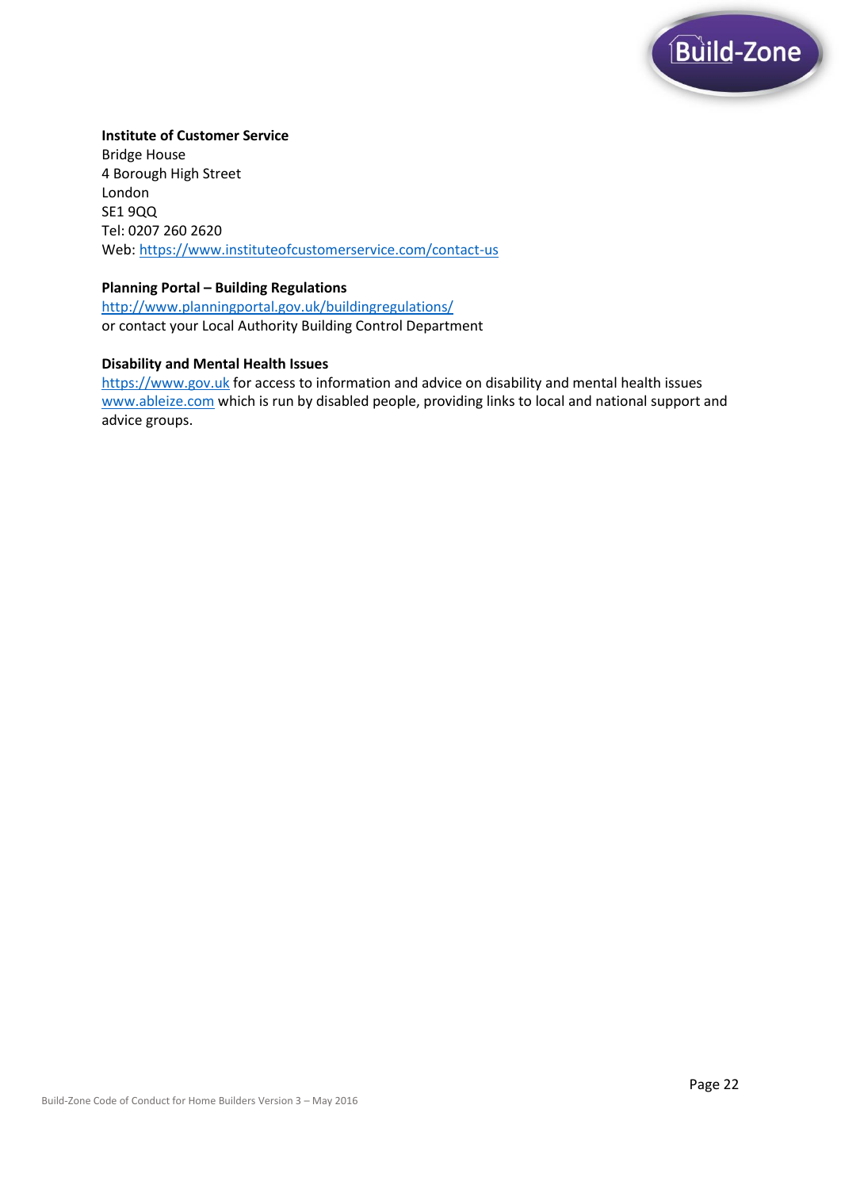**Institute of Customer Service**
Bridge House
4 Borough High Street
London
SE1 9QQ
Tel: 0207 260 2620
Web: https://www.instituteofcustomerservice.com/contact-us

**Planning Portal – Building Regulations**
http://www.planningportal.gov.uk/buildingregulations/
or contact your Local Authority Building Control Department

**Disability and Mental Health Issues**
https://www.gov.uk for access to information and advice on disability and mental health issues
www.ableize.com which is run by disabled people, providing links to local and national support and advice groups.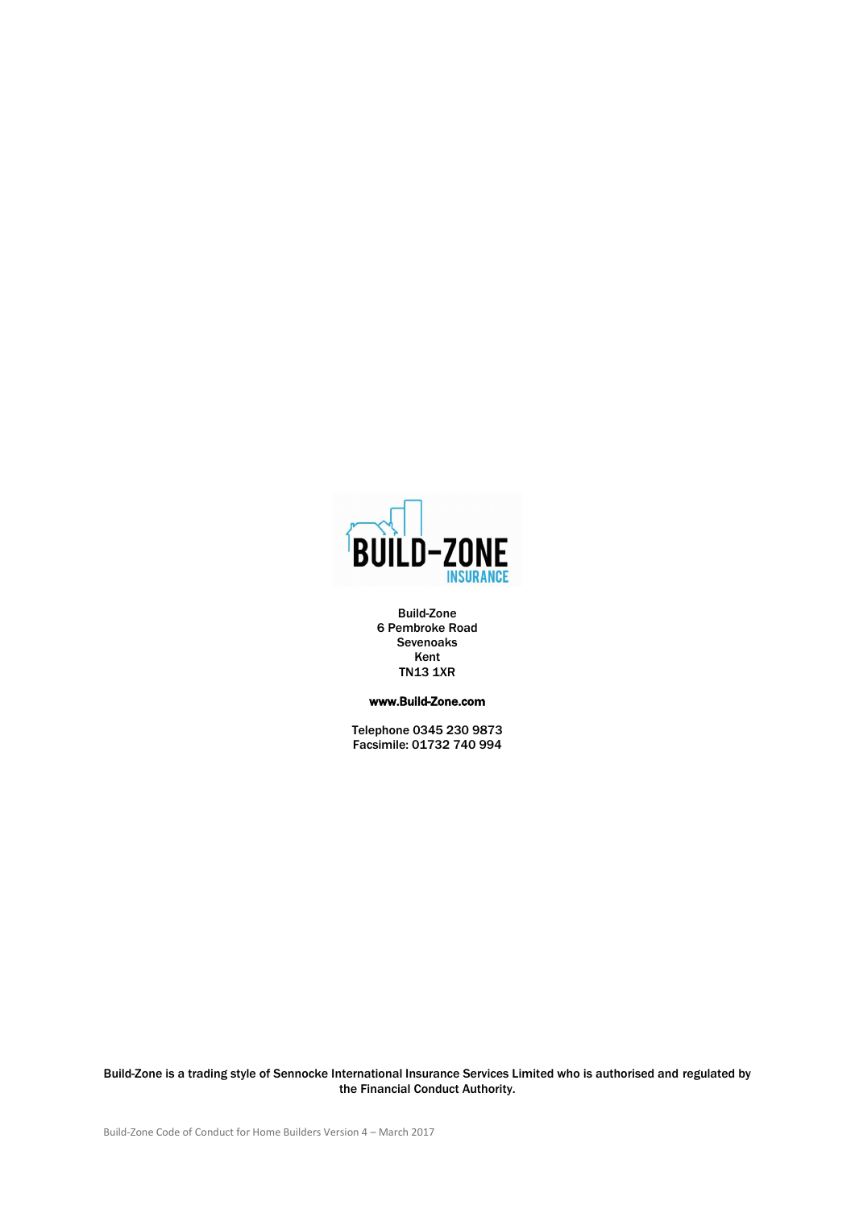Build-Zone
6 Pembroke Road
Sevenoaks
Kent
TN13 1XR

**www.Build-Zone.com**

Telephone 0345 230 9873
Facsimile: 01732 740 994

Build-Zone is a trading style of Sennocke International Insurance Services Limited who is authorised and regulated by the Financial Conduct Authority.